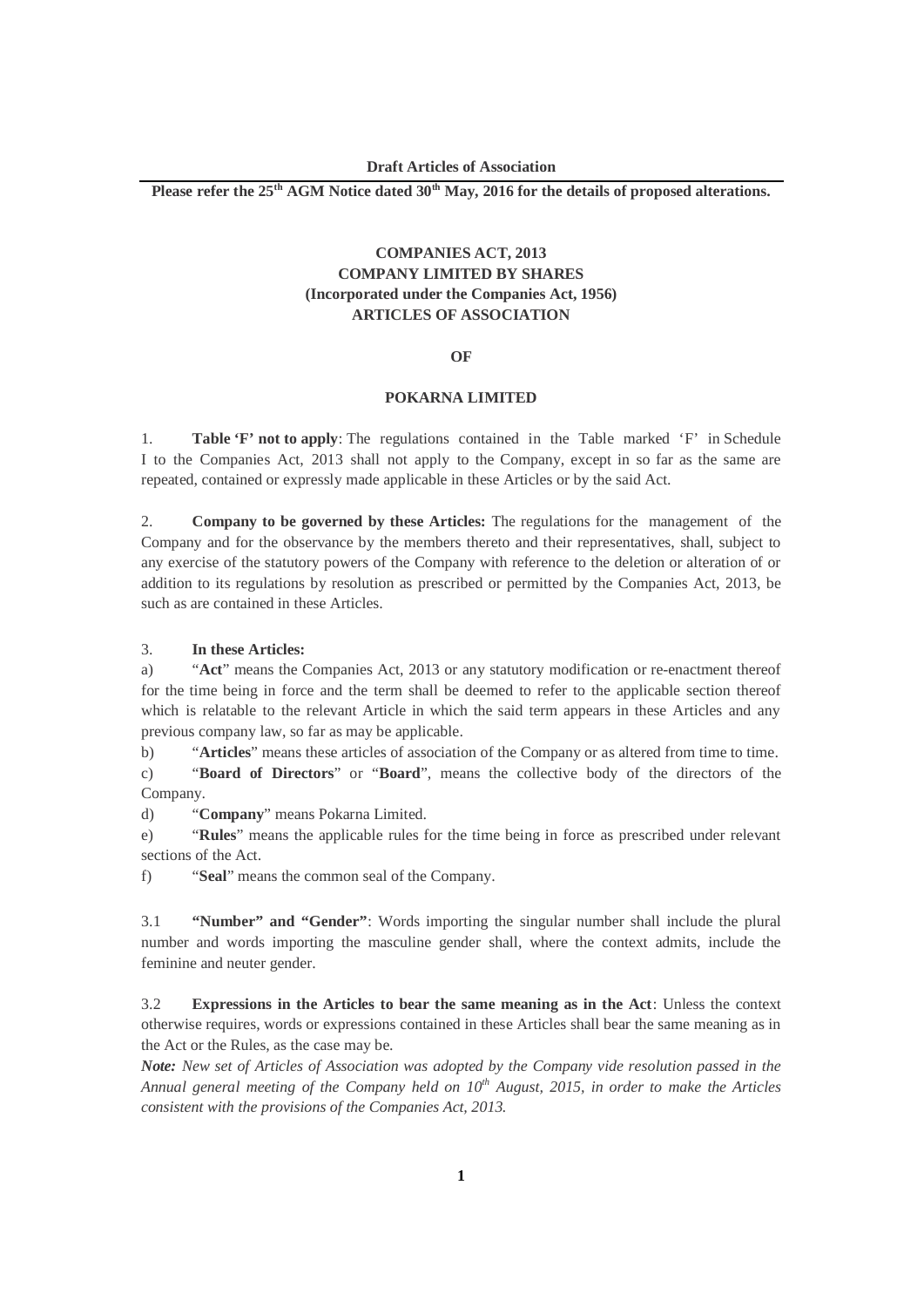**Draft Articles of Association**

**Please refer the 25th AGM Notice dated 30th May, 2016 for the details of proposed alterations.**

# COMPANIES ACT, 2013
# COMPANY LIMITED BY SHARES
# (Incorporated under the Companies Act, 1956)
# ARTICLES OF ASSOCIATION

**OF**

# POKARNA LIMITED

1. **Table 'F' not to apply**: The regulations contained in the Table marked 'F' in Schedule I to the Companies Act, 2013 shall not apply to the Company, except in so far as the same are repeated, contained or expressly made applicable in these Articles or by the said Act.

2. **Company to be governed by these Articles:** The regulations for the management of the Company and for the observance by the members thereto and their representatives, shall, subject to any exercise of the statutory powers of the Company with reference to the deletion or alteration of or addition to its regulations by resolution as prescribed or permitted by the Companies Act, 2013, be such as are contained in these Articles.

3. **In these Articles:**

a) "**Act**" means the Companies Act, 2013 or any statutory modification or re-enactment thereof for the time being in force and the term shall be deemed to refer to the applicable section thereof which is relatable to the relevant Article in which the said term appears in these Articles and any previous company law, so far as may be applicable.

b) "**Articles**" means these articles of association of the Company or as altered from time to time.

c) "**Board of Directors**" or "**Board**", means the collective body of the directors of the Company.

d) "**Company**" means Pokarna Limited.

e) "**Rules**" means the applicable rules for the time being in force as prescribed under relevant sections of the Act.

f) "**Seal**" means the common seal of the Company.

3.1 **"Number" and "Gender"**: Words importing the singular number shall include the plural number and words importing the masculine gender shall, where the context admits, include the feminine and neuter gender.

3.2 **Expressions in the Articles to bear the same meaning as in the Act**: Unless the context otherwise requires, words or expressions contained in these Articles shall bear the same meaning as in the Act or the Rules, as the case may be.

***Note:*** *New set of Articles of Association was adopted by the Company vide resolution passed in the Annual general meeting of the Company held on 10th August, 2015, in order to make the Articles consistent with the provisions of the Companies Act, 2013.*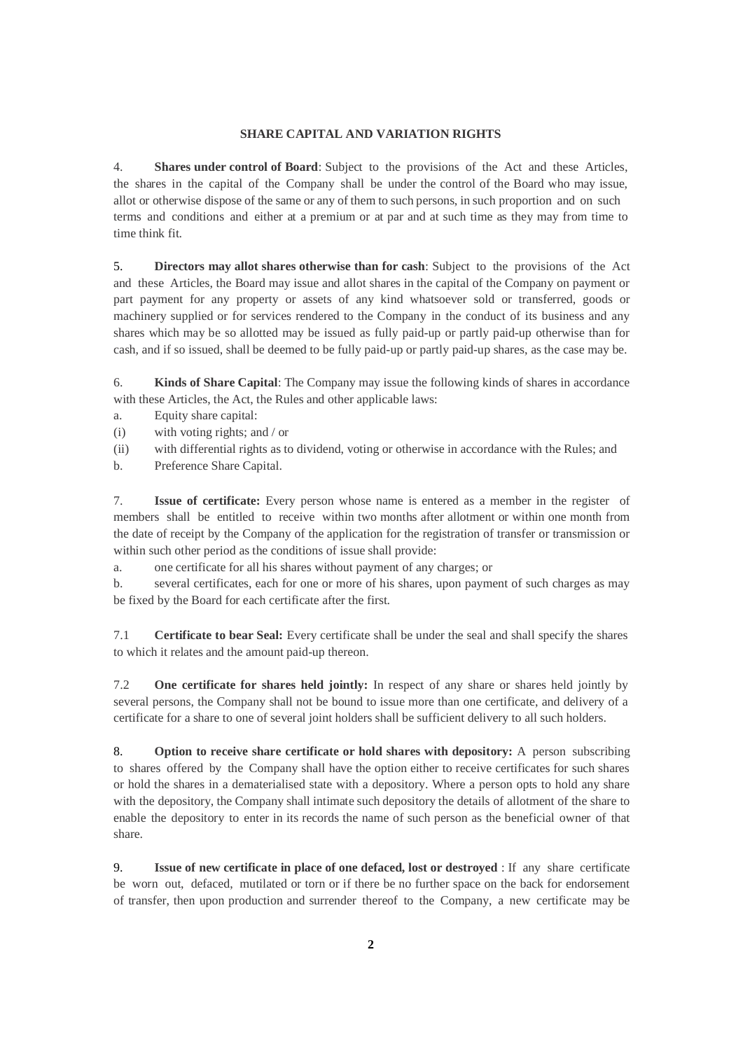## SHARE CAPITAL AND VARIATION RIGHTS

4. **Shares under control of Board**: Subject to the provisions of the Act and these Articles, the shares in the capital of the Company shall be under the control of the Board who may issue, allot or otherwise dispose of the same or any of them to such persons, in such proportion and on such terms and conditions and either at a premium or at par and at such time as they may from time to time think fit.

5. **Directors may allot shares otherwise than for cash**: Subject to the provisions of the Act and these Articles, the Board may issue and allot shares in the capital of the Company on payment or part payment for any property or assets of any kind whatsoever sold or transferred, goods or machinery supplied or for services rendered to the Company in the conduct of its business and any shares which may be so allotted may be issued as fully paid-up or partly paid-up otherwise than for cash, and if so issued, shall be deemed to be fully paid-up or partly paid-up shares, as the case may be.

6. **Kinds of Share Capital**: The Company may issue the following kinds of shares in accordance with these Articles, the Act, the Rules and other applicable laws:

a. Equity share capital:

(i) with voting rights; and / or

(ii) with differential rights as to dividend, voting or otherwise in accordance with the Rules; and

b. Preference Share Capital.

7. **Issue of certificate:** Every person whose name is entered as a member in the register of members shall be entitled to receive within two months after allotment or within one month from the date of receipt by the Company of the application for the registration of transfer or transmission or within such other period as the conditions of issue shall provide:

a. one certificate for all his shares without payment of any charges; or

b. several certificates, each for one or more of his shares, upon payment of such charges as may be fixed by the Board for each certificate after the first.

7.1 **Certificate to bear Seal:** Every certificate shall be under the seal and shall specify the shares to which it relates and the amount paid-up thereon.

7.2 **One certificate for shares held jointly:** In respect of any share or shares held jointly by several persons, the Company shall not be bound to issue more than one certificate, and delivery of a certificate for a share to one of several joint holders shall be sufficient delivery to all such holders.

8. **Option to receive share certificate or hold shares with depository:** A person subscribing to shares offered by the Company shall have the option either to receive certificates for such shares or hold the shares in a dematerialised state with a depository. Where a person opts to hold any share with the depository, the Company shall intimate such depository the details of allotment of the share to enable the depository to enter in its records the name of such person as the beneficial owner of that share.

9. **Issue of new certificate in place of one defaced, lost or destroyed** : If any share certificate be worn out, defaced, mutilated or torn or if there be no further space on the back for endorsement of transfer, then upon production and surrender thereof to the Company, a new certificate may be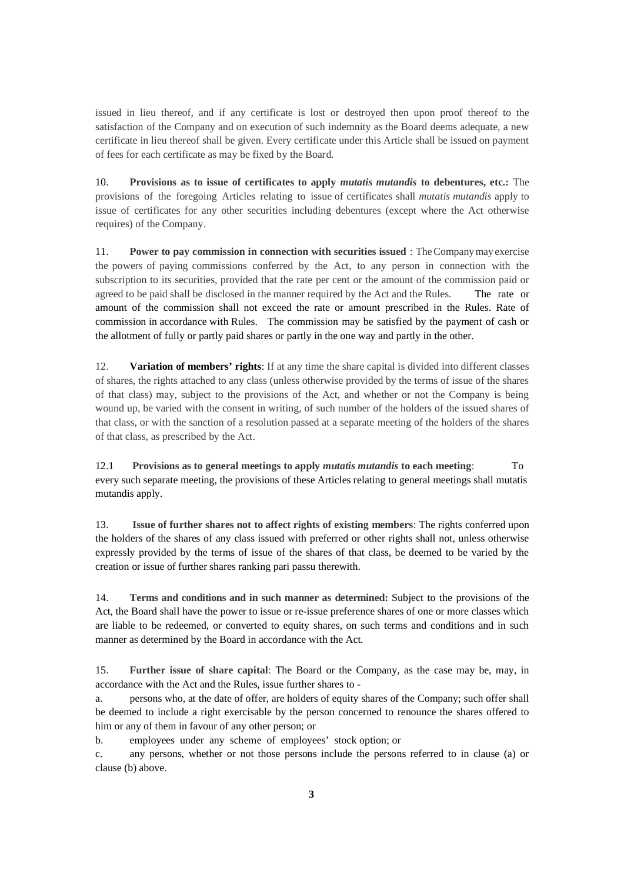issued in lieu thereof, and if any certificate is lost or destroyed then upon proof thereof to the satisfaction of the Company and on execution of such indemnity as the Board deems adequate, a new certificate in lieu thereof shall be given. Every certificate under this Article shall be issued on payment of fees for each certificate as may be fixed by the Board.

10. **Provisions as to issue of certificates to apply *mutatis mutandis* to debentures, etc.:** The provisions of the foregoing Articles relating to issue of certificates shall *mutatis mutandis* apply to issue of certificates for any other securities including debentures (except where the Act otherwise requires) of the Company.

11. **Power to pay commission in connection with securities issued** : The Company may exercise the powers of paying commissions conferred by the Act, to any person in connection with the subscription to its securities, provided that the rate per cent or the amount of the commission paid or agreed to be paid shall be disclosed in the manner required by the Act and the Rules. The rate or amount of the commission shall not exceed the rate or amount prescribed in the Rules. Rate of commission in accordance with Rules. The commission may be satisfied by the payment of cash or the allotment of fully or partly paid shares or partly in the one way and partly in the other.

12. **Variation of members' rights**: If at any time the share capital is divided into different classes of shares, the rights attached to any class (unless otherwise provided by the terms of issue of the shares of that class) may, subject to the provisions of the Act, and whether or not the Company is being wound up, be varied with the consent in writing, of such number of the holders of the issued shares of that class, or with the sanction of a resolution passed at a separate meeting of the holders of the shares of that class, as prescribed by the Act.

12.1 **Provisions as to general meetings to apply *mutatis mutandis* to each meeting**: To every such separate meeting, the provisions of these Articles relating to general meetings shall mutatis mutandis apply.

13. **Issue of further shares not to affect rights of existing members**: The rights conferred upon the holders of the shares of any class issued with preferred or other rights shall not, unless otherwise expressly provided by the terms of issue of the shares of that class, be deemed to be varied by the creation or issue of further shares ranking pari passu therewith.

14. **Terms and conditions and in such manner as determined:** Subject to the provisions of the Act, the Board shall have the power to issue or re-issue preference shares of one or more classes which are liable to be redeemed, or converted to equity shares, on such terms and conditions and in such manner as determined by the Board in accordance with the Act.

15. **Further issue of share capital**: The Board or the Company, as the case may be, may, in accordance with the Act and the Rules, issue further shares to -

a. persons who, at the date of offer, are holders of equity shares of the Company; such offer shall be deemed to include a right exercisable by the person concerned to renounce the shares offered to him or any of them in favour of any other person; or

b. employees under any scheme of employees' stock option; or

c. any persons, whether or not those persons include the persons referred to in clause (a) or clause (b) above.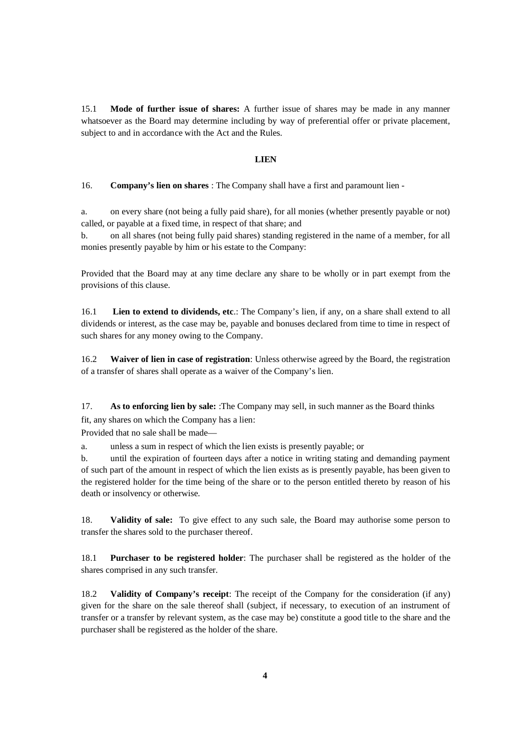15.1 **Mode of further issue of shares:** A further issue of shares may be made in any manner whatsoever as the Board may determine including by way of preferential offer or private placement, subject to and in accordance with the Act and the Rules.

**LIEN**

16. **Company's lien on shares** : The Company shall have a first and paramount lien -

a. on every share (not being a fully paid share), for all monies (whether presently payable or not) called, or payable at a fixed time, in respect of that share; and

b. on all shares (not being fully paid shares) standing registered in the name of a member, for all monies presently payable by him or his estate to the Company:

Provided that the Board may at any time declare any share to be wholly or in part exempt from the provisions of this clause.

16.1 **Lien to extend to dividends, etc**.: The Company's lien, if any, on a share shall extend to all dividends or interest, as the case may be, payable and bonuses declared from time to time in respect of such shares for any money owing to the Company.

16.2 **Waiver of lien in case of registration**: Unless otherwise agreed by the Board, the registration of a transfer of shares shall operate as a waiver of the Company's lien.

17. **As to enforcing lien by sale:** :The Company may sell, in such manner as the Board thinks fit, any shares on which the Company has a lien:

Provided that no sale shall be made—

a. unless a sum in respect of which the lien exists is presently payable; or

b. until the expiration of fourteen days after a notice in writing stating and demanding payment of such part of the amount in respect of which the lien exists as is presently payable, has been given to the registered holder for the time being of the share or to the person entitled thereto by reason of his death or insolvency or otherwise.

18. **Validity of sale:** To give effect to any such sale, the Board may authorise some person to transfer the shares sold to the purchaser thereof.

18.1 **Purchaser to be registered holder**: The purchaser shall be registered as the holder of the shares comprised in any such transfer.

18.2 **Validity of Company's receipt**: The receipt of the Company for the consideration (if any) given for the share on the sale thereof shall (subject, if necessary, to execution of an instrument of transfer or a transfer by relevant system, as the case may be) constitute a good title to the share and the purchaser shall be registered as the holder of the share.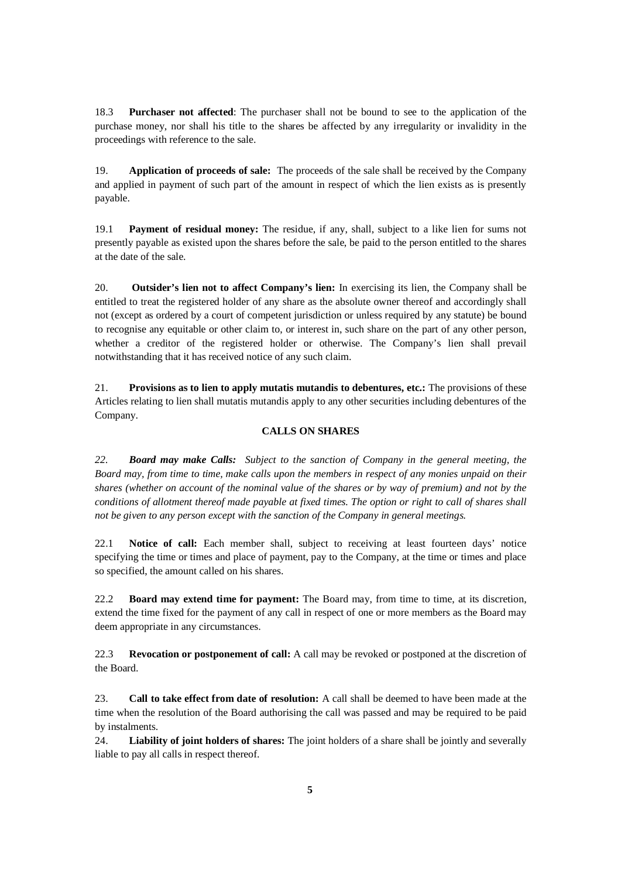18.3 **Purchaser not affected**: The purchaser shall not be bound to see to the application of the purchase money, nor shall his title to the shares be affected by any irregularity or invalidity in the proceedings with reference to the sale.

19. **Application of proceeds of sale:** The proceeds of the sale shall be received by the Company and applied in payment of such part of the amount in respect of which the lien exists as is presently payable.

19.1 **Payment of residual money:** The residue, if any, shall, subject to a like lien for sums not presently payable as existed upon the shares before the sale, be paid to the person entitled to the shares at the date of the sale.

20. **Outsider's lien not to affect Company's lien:** In exercising its lien, the Company shall be entitled to treat the registered holder of any share as the absolute owner thereof and accordingly shall not (except as ordered by a court of competent jurisdiction or unless required by any statute) be bound to recognise any equitable or other claim to, or interest in, such share on the part of any other person, whether a creditor of the registered holder or otherwise. The Company's lien shall prevail notwithstanding that it has received notice of any such claim.

21. **Provisions as to lien to apply mutatis mutandis to debentures, etc.:** The provisions of these Articles relating to lien shall mutatis mutandis apply to any other securities including debentures of the Company.

## CALLS ON SHARES

*22. **Board may make Calls:** Subject to the sanction of Company in the general meeting, the Board may, from time to time, make calls upon the members in respect of any monies unpaid on their shares (whether on account of the nominal value of the shares or by way of premium) and not by the conditions of allotment thereof made payable at fixed times. The option or right to call of shares shall not be given to any person except with the sanction of the Company in general meetings.*

22.1 **Notice of call:** Each member shall, subject to receiving at least fourteen days' notice specifying the time or times and place of payment, pay to the Company, at the time or times and place so specified, the amount called on his shares.

22.2 **Board may extend time for payment:** The Board may, from time to time, at its discretion, extend the time fixed for the payment of any call in respect of one or more members as the Board may deem appropriate in any circumstances.

22.3 **Revocation or postponement of call:** A call may be revoked or postponed at the discretion of the Board.

23. **Call to take effect from date of resolution:** A call shall be deemed to have been made at the time when the resolution of the Board authorising the call was passed and may be required to be paid by instalments.

24. **Liability of joint holders of shares:** The joint holders of a share shall be jointly and severally liable to pay all calls in respect thereof.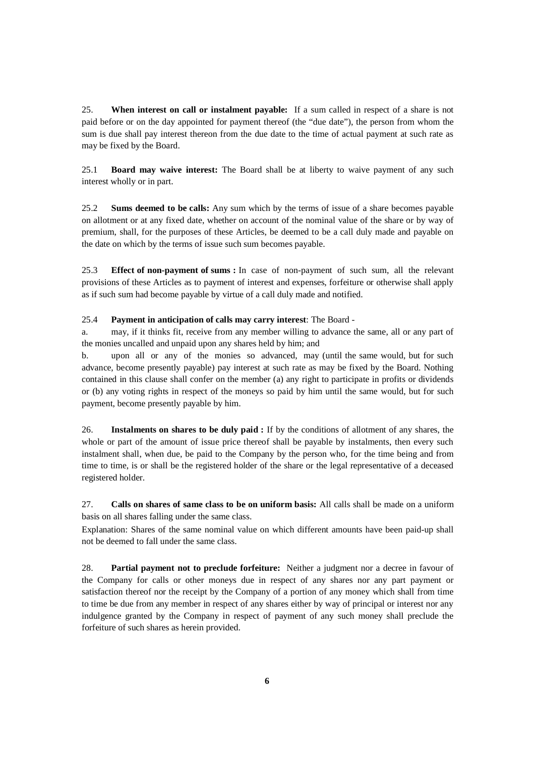25. **When interest on call or instalment payable:** If a sum called in respect of a share is not paid before or on the day appointed for payment thereof (the "due date"), the person from whom the sum is due shall pay interest thereon from the due date to the time of actual payment at such rate as may be fixed by the Board.

25.1 **Board may waive interest:** The Board shall be at liberty to waive payment of any such interest wholly or in part.

25.2 **Sums deemed to be calls:** Any sum which by the terms of issue of a share becomes payable on allotment or at any fixed date, whether on account of the nominal value of the share or by way of premium, shall, for the purposes of these Articles, be deemed to be a call duly made and payable on the date on which by the terms of issue such sum becomes payable.

25.3 **Effect of non-payment of sums :** In case of non-payment of such sum, all the relevant provisions of these Articles as to payment of interest and expenses, forfeiture or otherwise shall apply as if such sum had become payable by virtue of a call duly made and notified.

25.4 **Payment in anticipation of calls may carry interest**: The Board -

a. may, if it thinks fit, receive from any member willing to advance the same, all or any part of the monies uncalled and unpaid upon any shares held by him; and

b. upon all or any of the monies so advanced, may (until the same would, but for such advance, become presently payable) pay interest at such rate as may be fixed by the Board. Nothing contained in this clause shall confer on the member (a) any right to participate in profits or dividends or (b) any voting rights in respect of the moneys so paid by him until the same would, but for such payment, become presently payable by him.

26. **Instalments on shares to be duly paid :** If by the conditions of allotment of any shares, the whole or part of the amount of issue price thereof shall be payable by instalments, then every such instalment shall, when due, be paid to the Company by the person who, for the time being and from time to time, is or shall be the registered holder of the share or the legal representative of a deceased registered holder.

27. **Calls on shares of same class to be on uniform basis:** All calls shall be made on a uniform basis on all shares falling under the same class.

Explanation: Shares of the same nominal value on which different amounts have been paid-up shall not be deemed to fall under the same class.

28. **Partial payment not to preclude forfeiture:** Neither a judgment nor a decree in favour of the Company for calls or other moneys due in respect of any shares nor any part payment or satisfaction thereof nor the receipt by the Company of a portion of any money which shall from time to time be due from any member in respect of any shares either by way of principal or interest nor any indulgence granted by the Company in respect of payment of any such money shall preclude the forfeiture of such shares as herein provided.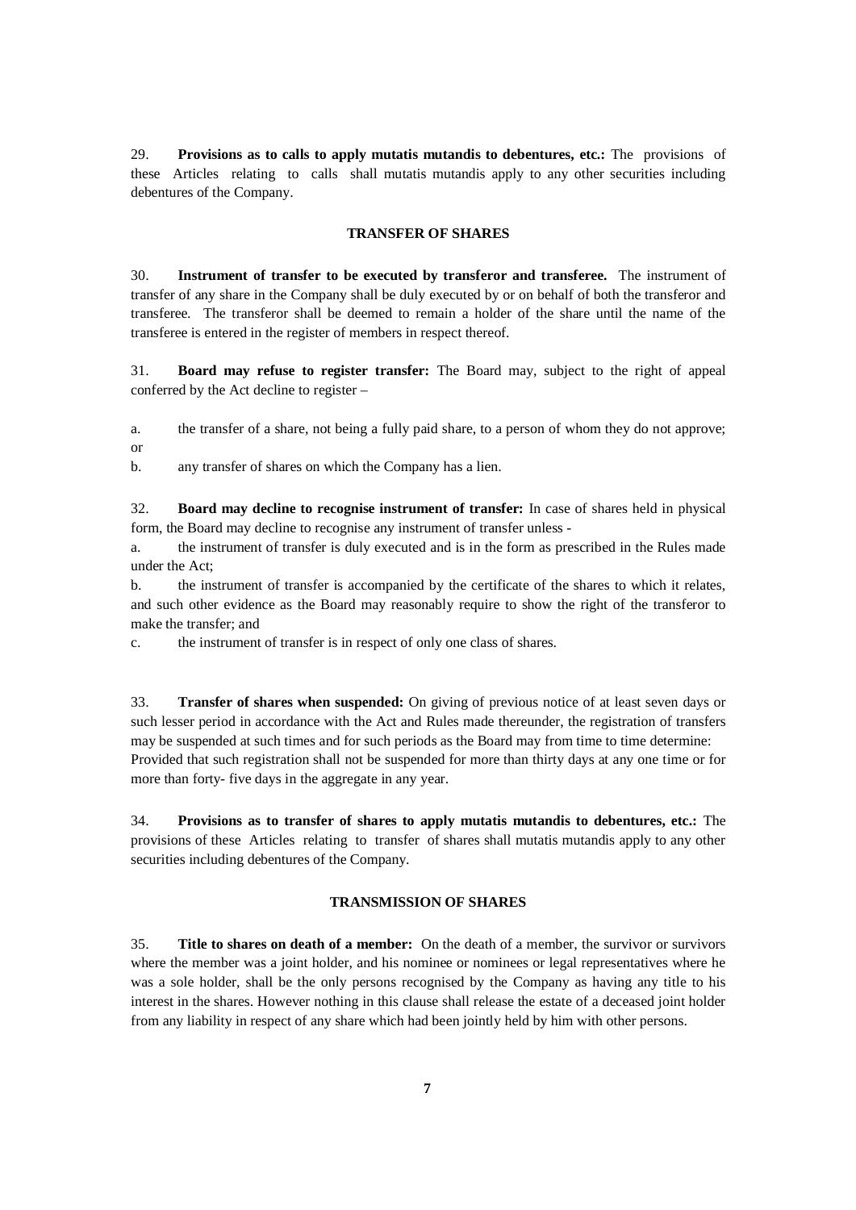29. **Provisions as to calls to apply mutatis mutandis to debentures, etc.:** The provisions of these Articles relating to calls shall mutatis mutandis apply to any other securities including debentures of the Company.

## TRANSFER OF SHARES

30. **Instrument of transfer to be executed by transferor and transferee.** The instrument of transfer of any share in the Company shall be duly executed by or on behalf of both the transferor and transferee. The transferor shall be deemed to remain a holder of the share until the name of the transferee is entered in the register of members in respect thereof.

31. **Board may refuse to register transfer:** The Board may, subject to the right of appeal conferred by the Act decline to register –

a. the transfer of a share, not being a fully paid share, to a person of whom they do not approve; or

b. any transfer of shares on which the Company has a lien.

32. **Board may decline to recognise instrument of transfer:** In case of shares held in physical form, the Board may decline to recognise any instrument of transfer unless -

a. the instrument of transfer is duly executed and is in the form as prescribed in the Rules made under the Act;

b. the instrument of transfer is accompanied by the certificate of the shares to which it relates, and such other evidence as the Board may reasonably require to show the right of the transferor to make the transfer; and

c. the instrument of transfer is in respect of only one class of shares.

33. **Transfer of shares when suspended:** On giving of previous notice of at least seven days or such lesser period in accordance with the Act and Rules made thereunder, the registration of transfers may be suspended at such times and for such periods as the Board may from time to time determine: Provided that such registration shall not be suspended for more than thirty days at any one time or for more than forty- five days in the aggregate in any year.

34. **Provisions as to transfer of shares to apply mutatis mutandis to debentures, etc.:** The provisions of these Articles relating to transfer of shares shall mutatis mutandis apply to any other securities including debentures of the Company.

## TRANSMISSION OF SHARES

35. **Title to shares on death of a member:** On the death of a member, the survivor or survivors where the member was a joint holder, and his nominee or nominees or legal representatives where he was a sole holder, shall be the only persons recognised by the Company as having any title to his interest in the shares. However nothing in this clause shall release the estate of a deceased joint holder from any liability in respect of any share which had been jointly held by him with other persons.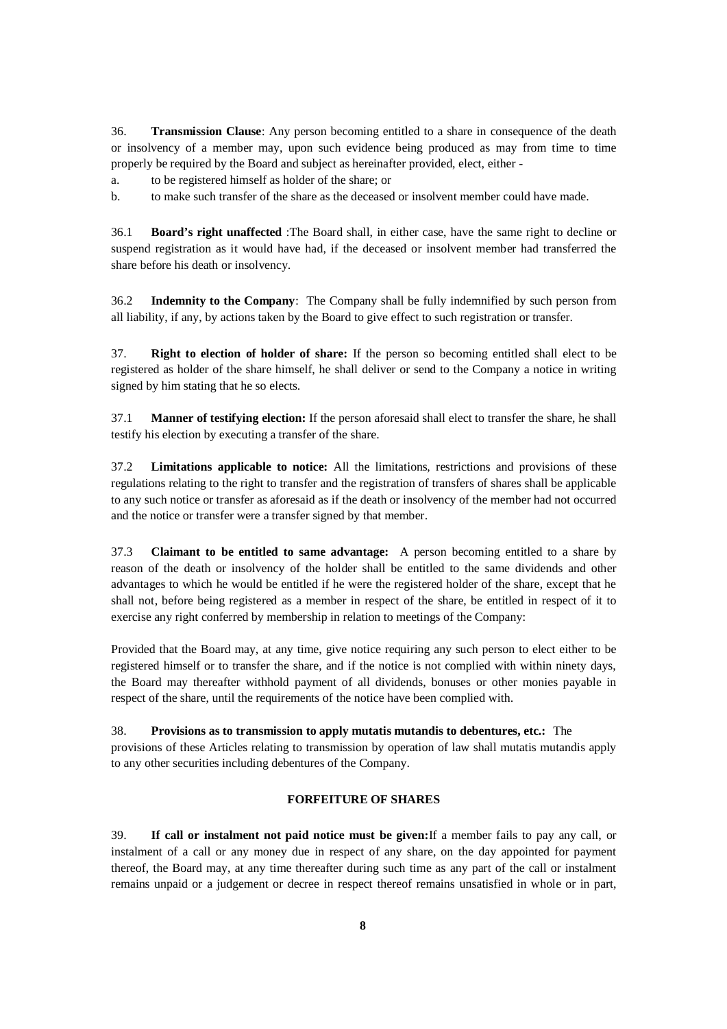36. **Transmission Clause**: Any person becoming entitled to a share in consequence of the death or insolvency of a member may, upon such evidence being produced as may from time to time properly be required by the Board and subject as hereinafter provided, elect, either -

a. to be registered himself as holder of the share; or

b. to make such transfer of the share as the deceased or insolvent member could have made.

36.1 **Board's right unaffected** :The Board shall, in either case, have the same right to decline or suspend registration as it would have had, if the deceased or insolvent member had transferred the share before his death or insolvency.

36.2 **Indemnity to the Company**: The Company shall be fully indemnified by such person from all liability, if any, by actions taken by the Board to give effect to such registration or transfer.

37. **Right to election of holder of share:** If the person so becoming entitled shall elect to be registered as holder of the share himself, he shall deliver or send to the Company a notice in writing signed by him stating that he so elects.

37.1 **Manner of testifying election:** If the person aforesaid shall elect to transfer the share, he shall testify his election by executing a transfer of the share.

37.2 **Limitations applicable to notice:** All the limitations, restrictions and provisions of these regulations relating to the right to transfer and the registration of transfers of shares shall be applicable to any such notice or transfer as aforesaid as if the death or insolvency of the member had not occurred and the notice or transfer were a transfer signed by that member.

37.3 **Claimant to be entitled to same advantage:** A person becoming entitled to a share by reason of the death or insolvency of the holder shall be entitled to the same dividends and other advantages to which he would be entitled if he were the registered holder of the share, except that he shall not, before being registered as a member in respect of the share, be entitled in respect of it to exercise any right conferred by membership in relation to meetings of the Company:

Provided that the Board may, at any time, give notice requiring any such person to elect either to be registered himself or to transfer the share, and if the notice is not complied with within ninety days, the Board may thereafter withhold payment of all dividends, bonuses or other monies payable in respect of the share, until the requirements of the notice have been complied with.

38. **Provisions as to transmission to apply mutatis mutandis to debentures, etc.:** The provisions of these Articles relating to transmission by operation of law shall mutatis mutandis apply to any other securities including debentures of the Company.

## FORFEITURE OF SHARES

39. **If call or instalment not paid notice must be given:**If a member fails to pay any call, or instalment of a call or any money due in respect of any share, on the day appointed for payment thereof, the Board may, at any time thereafter during such time as any part of the call or instalment remains unpaid or a judgement or decree in respect thereof remains unsatisfied in whole or in part,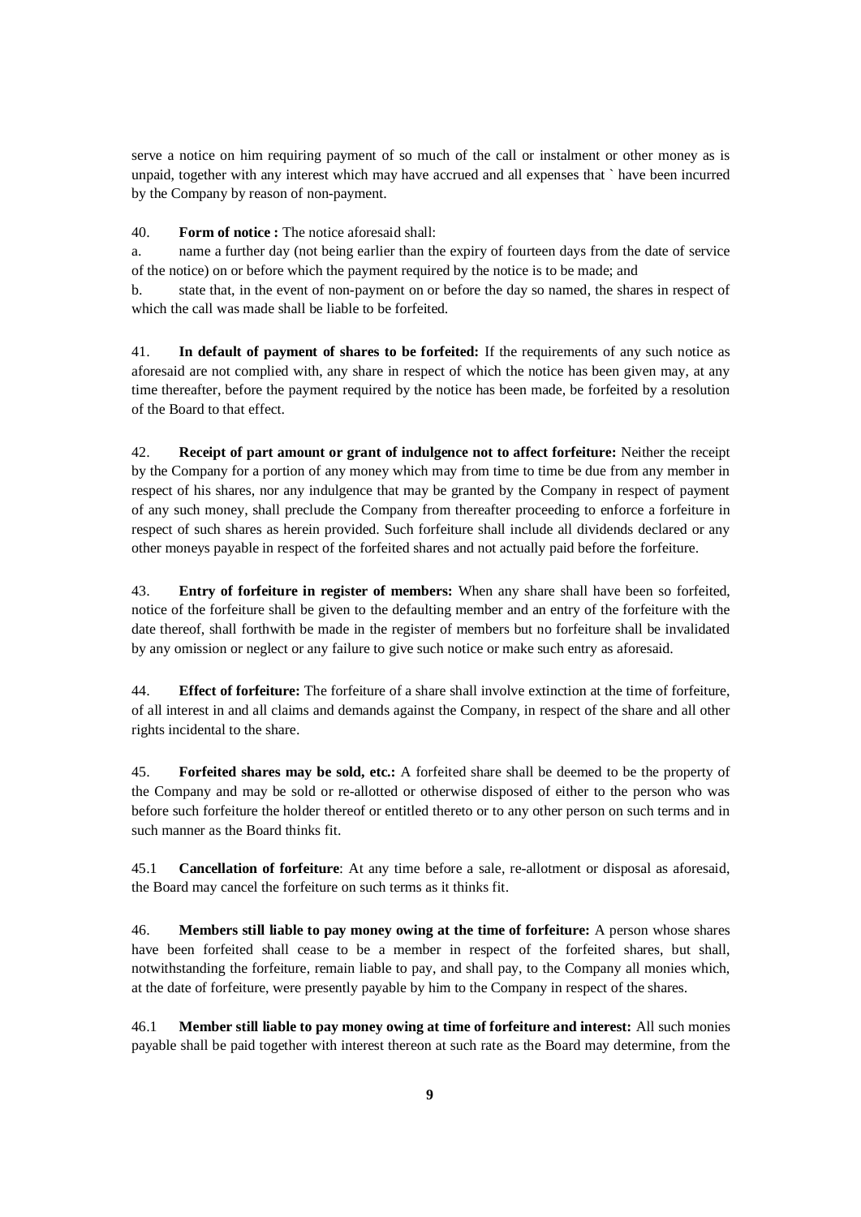serve a notice on him requiring payment of so much of the call or instalment or other money as is unpaid, together with any interest which may have accrued and all expenses that ` have been incurred by the Company by reason of non-payment.

40. **Form of notice :** The notice aforesaid shall:

a. name a further day (not being earlier than the expiry of fourteen days from the date of service of the notice) on or before which the payment required by the notice is to be made; and

b. state that, in the event of non-payment on or before the day so named, the shares in respect of which the call was made shall be liable to be forfeited.

41. **In default of payment of shares to be forfeited:** If the requirements of any such notice as aforesaid are not complied with, any share in respect of which the notice has been given may, at any time thereafter, before the payment required by the notice has been made, be forfeited by a resolution of the Board to that effect.

42. **Receipt of part amount or grant of indulgence not to affect forfeiture:** Neither the receipt by the Company for a portion of any money which may from time to time be due from any member in respect of his shares, nor any indulgence that may be granted by the Company in respect of payment of any such money, shall preclude the Company from thereafter proceeding to enforce a forfeiture in respect of such shares as herein provided. Such forfeiture shall include all dividends declared or any other moneys payable in respect of the forfeited shares and not actually paid before the forfeiture.

43. **Entry of forfeiture in register of members:** When any share shall have been so forfeited, notice of the forfeiture shall be given to the defaulting member and an entry of the forfeiture with the date thereof, shall forthwith be made in the register of members but no forfeiture shall be invalidated by any omission or neglect or any failure to give such notice or make such entry as aforesaid.

44. **Effect of forfeiture:** The forfeiture of a share shall involve extinction at the time of forfeiture, of all interest in and all claims and demands against the Company, in respect of the share and all other rights incidental to the share.

45. **Forfeited shares may be sold, etc.:** A forfeited share shall be deemed to be the property of the Company and may be sold or re-allotted or otherwise disposed of either to the person who was before such forfeiture the holder thereof or entitled thereto or to any other person on such terms and in such manner as the Board thinks fit.

45.1 **Cancellation of forfeiture**: At any time before a sale, re-allotment or disposal as aforesaid, the Board may cancel the forfeiture on such terms as it thinks fit.

46. **Members still liable to pay money owing at the time of forfeiture:** A person whose shares have been forfeited shall cease to be a member in respect of the forfeited shares, but shall, notwithstanding the forfeiture, remain liable to pay, and shall pay, to the Company all monies which, at the date of forfeiture, were presently payable by him to the Company in respect of the shares.

46.1 **Member still liable to pay money owing at time of forfeiture and interest:** All such monies payable shall be paid together with interest thereon at such rate as the Board may determine, from the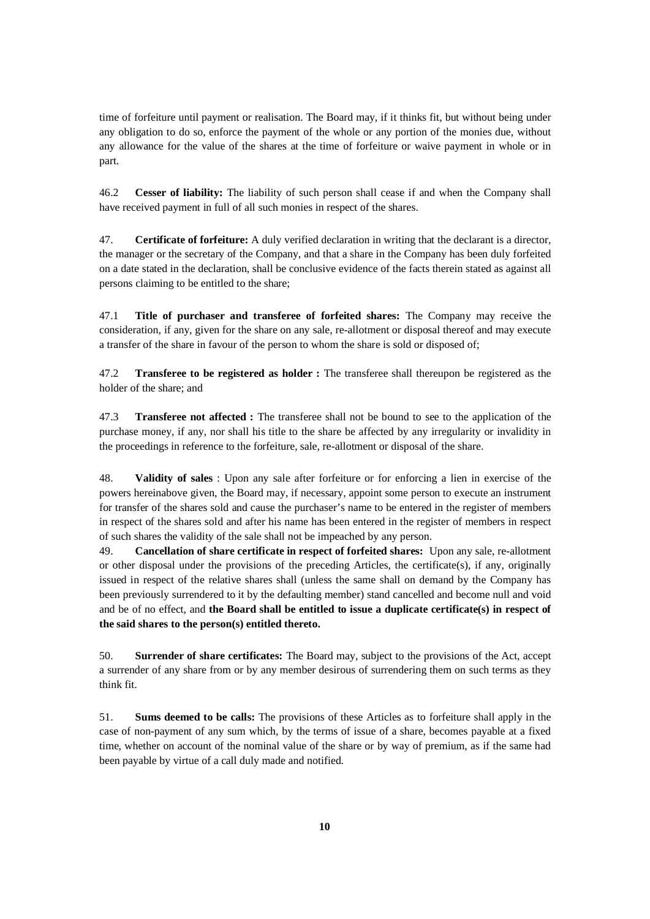time of forfeiture until payment or realisation. The Board may, if it thinks fit, but without being under any obligation to do so, enforce the payment of the whole or any portion of the monies due, without any allowance for the value of the shares at the time of forfeiture or waive payment in whole or in part.

46.2 **Cesser of liability:** The liability of such person shall cease if and when the Company shall have received payment in full of all such monies in respect of the shares.

47. **Certificate of forfeiture:** A duly verified declaration in writing that the declarant is a director, the manager or the secretary of the Company, and that a share in the Company has been duly forfeited on a date stated in the declaration, shall be conclusive evidence of the facts therein stated as against all persons claiming to be entitled to the share;

47.1 **Title of purchaser and transferee of forfeited shares:** The Company may receive the consideration, if any, given for the share on any sale, re-allotment or disposal thereof and may execute a transfer of the share in favour of the person to whom the share is sold or disposed of;

47.2 **Transferee to be registered as holder :** The transferee shall thereupon be registered as the holder of the share; and

47.3 **Transferee not affected :** The transferee shall not be bound to see to the application of the purchase money, if any, nor shall his title to the share be affected by any irregularity or invalidity in the proceedings in reference to the forfeiture, sale, re-allotment or disposal of the share.

48. **Validity of sales** : Upon any sale after forfeiture or for enforcing a lien in exercise of the powers hereinabove given, the Board may, if necessary, appoint some person to execute an instrument for transfer of the shares sold and cause the purchaser's name to be entered in the register of members in respect of the shares sold and after his name has been entered in the register of members in respect of such shares the validity of the sale shall not be impeached by any person.

49. **Cancellation of share certificate in respect of forfeited shares:** Upon any sale, re-allotment or other disposal under the provisions of the preceding Articles, the certificate(s), if any, originally issued in respect of the relative shares shall (unless the same shall on demand by the Company has been previously surrendered to it by the defaulting member) stand cancelled and become null and void and be of no effect, and **the Board shall be entitled to issue a duplicate certificate(s) in respect of the said shares to the person(s) entitled thereto.**

50. **Surrender of share certificates:** The Board may, subject to the provisions of the Act, accept a surrender of any share from or by any member desirous of surrendering them on such terms as they think fit.

51. **Sums deemed to be calls:** The provisions of these Articles as to forfeiture shall apply in the case of non-payment of any sum which, by the terms of issue of a share, becomes payable at a fixed time, whether on account of the nominal value of the share or by way of premium, as if the same had been payable by virtue of a call duly made and notified.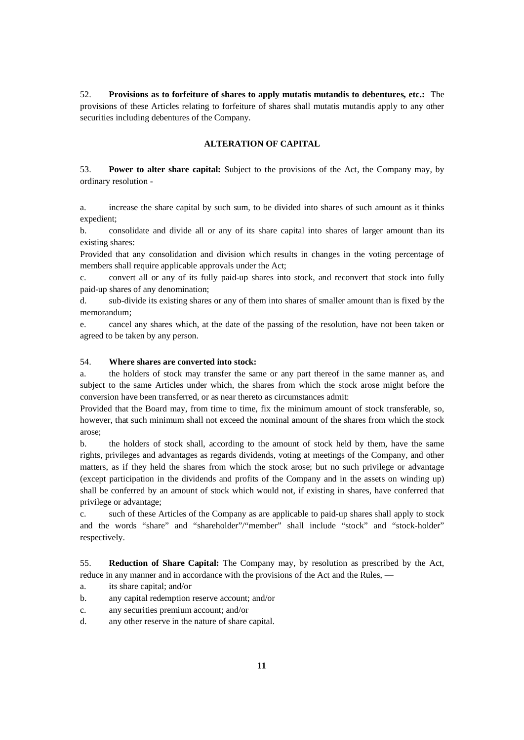52. **Provisions as to forfeiture of shares to apply mutatis mutandis to debentures, etc.:** The provisions of these Articles relating to forfeiture of shares shall mutatis mutandis apply to any other securities including debentures of the Company.

## ALTERATION OF CAPITAL

53. **Power to alter share capital:** Subject to the provisions of the Act, the Company may, by ordinary resolution -

a. increase the share capital by such sum, to be divided into shares of such amount as it thinks expedient;

b. consolidate and divide all or any of its share capital into shares of larger amount than its existing shares:

Provided that any consolidation and division which results in changes in the voting percentage of members shall require applicable approvals under the Act;

c. convert all or any of its fully paid-up shares into stock, and reconvert that stock into fully paid-up shares of any denomination;

d. sub-divide its existing shares or any of them into shares of smaller amount than is fixed by the memorandum;

e. cancel any shares which, at the date of the passing of the resolution, have not been taken or agreed to be taken by any person.

54. **Where shares are converted into stock:**

a. the holders of stock may transfer the same or any part thereof in the same manner as, and subject to the same Articles under which, the shares from which the stock arose might before the conversion have been transferred, or as near thereto as circumstances admit:

Provided that the Board may, from time to time, fix the minimum amount of stock transferable, so, however, that such minimum shall not exceed the nominal amount of the shares from which the stock arose;

b. the holders of stock shall, according to the amount of stock held by them, have the same rights, privileges and advantages as regards dividends, voting at meetings of the Company, and other matters, as if they held the shares from which the stock arose; but no such privilege or advantage (except participation in the dividends and profits of the Company and in the assets on winding up) shall be conferred by an amount of stock which would not, if existing in shares, have conferred that privilege or advantage;

c. such of these Articles of the Company as are applicable to paid-up shares shall apply to stock and the words "share" and "shareholder"/"member" shall include "stock" and "stock-holder" respectively.

55. **Reduction of Share Capital:** The Company may, by resolution as prescribed by the Act, reduce in any manner and in accordance with the provisions of the Act and the Rules, —

a. its share capital; and/or

b. any capital redemption reserve account; and/or

c. any securities premium account; and/or

d. any other reserve in the nature of share capital.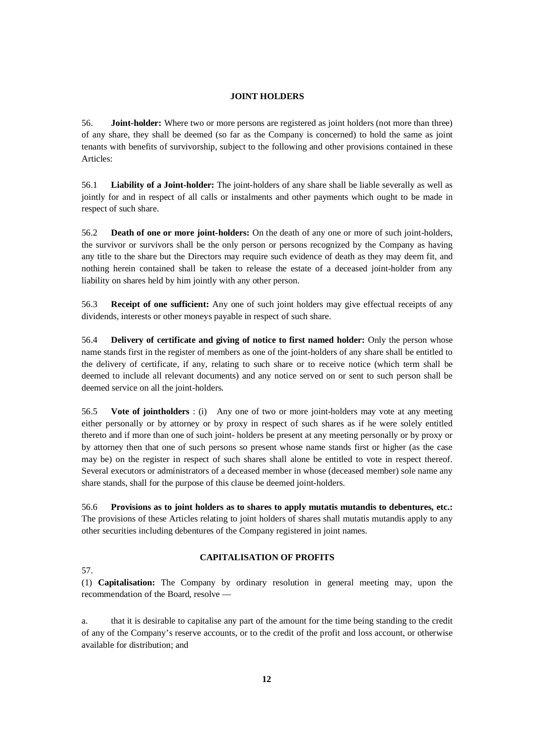## JOINT HOLDERS

56. **Joint-holder:** Where two or more persons are registered as joint holders (not more than three) of any share, they shall be deemed (so far as the Company is concerned) to hold the same as joint tenants with benefits of survivorship, subject to the following and other provisions contained in these Articles:

56.1 **Liability of a Joint-holder:** The joint-holders of any share shall be liable severally as well as jointly for and in respect of all calls or instalments and other payments which ought to be made in respect of such share.

56.2 **Death of one or more joint-holders:** On the death of any one or more of such joint-holders, the survivor or survivors shall be the only person or persons recognized by the Company as having any title to the share but the Directors may require such evidence of death as they may deem fit, and nothing herein contained shall be taken to release the estate of a deceased joint-holder from any liability on shares held by him jointly with any other person.

56.3 **Receipt of one sufficient:** Any one of such joint holders may give effectual receipts of any dividends, interests or other moneys payable in respect of such share.

56.4 **Delivery of certificate and giving of notice to first named holder:** Only the person whose name stands first in the register of members as one of the joint-holders of any share shall be entitled to the delivery of certificate, if any, relating to such share or to receive notice (which term shall be deemed to include all relevant documents) and any notice served on or sent to such person shall be deemed service on all the joint-holders.

56.5 **Vote of jointholders** : (i) Any one of two or more joint-holders may vote at any meeting either personally or by attorney or by proxy in respect of such shares as if he were solely entitled thereto and if more than one of such joint- holders be present at any meeting personally or by proxy or by attorney then that one of such persons so present whose name stands first or higher (as the case may be) on the register in respect of such shares shall alone be entitled to vote in respect thereof. Several executors or administrators of a deceased member in whose (deceased member) sole name any share stands, shall for the purpose of this clause be deemed joint-holders.

56.6 **Provisions as to joint holders as to shares to apply mutatis mutandis to debentures, etc.:** The provisions of these Articles relating to joint holders of shares shall mutatis mutandis apply to any other securities including debentures of the Company registered in joint names.

## CAPITALISATION OF PROFITS

57.

(1) **Capitalisation:** The Company by ordinary resolution in general meeting may, upon the recommendation of the Board, resolve —

a. that it is desirable to capitalise any part of the amount for the time being standing to the credit of any of the Company's reserve accounts, or to the credit of the profit and loss account, or otherwise available for distribution; and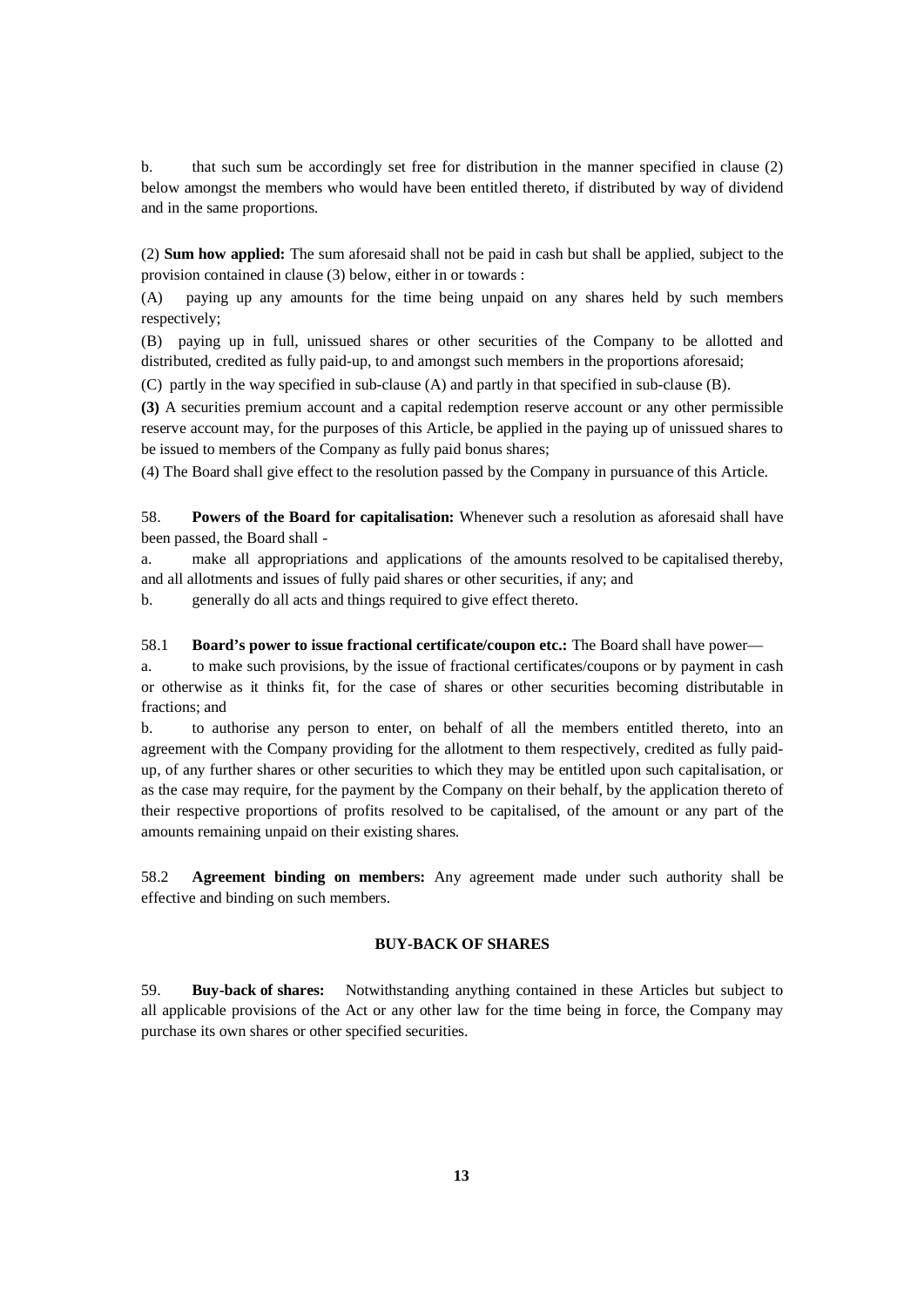b. that such sum be accordingly set free for distribution in the manner specified in clause (2) below amongst the members who would have been entitled thereto, if distributed by way of dividend and in the same proportions.

(2) **Sum how applied:** The sum aforesaid shall not be paid in cash but shall be applied, subject to the provision contained in clause (3) below, either in or towards :

(A) paying up any amounts for the time being unpaid on any shares held by such members respectively;

(B) paying up in full, unissued shares or other securities of the Company to be allotted and distributed, credited as fully paid-up, to and amongst such members in the proportions aforesaid;

(C) partly in the way specified in sub-clause (A) and partly in that specified in sub-clause (B).

**(3)** A securities premium account and a capital redemption reserve account or any other permissible reserve account may, for the purposes of this Article, be applied in the paying up of unissued shares to be issued to members of the Company as fully paid bonus shares;

(4) The Board shall give effect to the resolution passed by the Company in pursuance of this Article.

58. **Powers of the Board for capitalisation:** Whenever such a resolution as aforesaid shall have been passed, the Board shall -

a. make all appropriations and applications of the amounts resolved to be capitalised thereby, and all allotments and issues of fully paid shares or other securities, if any; and

b. generally do all acts and things required to give effect thereto.

58.1 **Board's power to issue fractional certificate/coupon etc.:** The Board shall have power—

a. to make such provisions, by the issue of fractional certificates/coupons or by payment in cash or otherwise as it thinks fit, for the case of shares or other securities becoming distributable in fractions; and

b. to authorise any person to enter, on behalf of all the members entitled thereto, into an agreement with the Company providing for the allotment to them respectively, credited as fully paid-up, of any further shares or other securities to which they may be entitled upon such capitalisation, or as the case may require, for the payment by the Company on their behalf, by the application thereto of their respective proportions of profits resolved to be capitalised, of the amount or any part of the amounts remaining unpaid on their existing shares.

58.2 **Agreement binding on members:** Any agreement made under such authority shall be effective and binding on such members.

## BUY-BACK OF SHARES

59. **Buy-back of shares:** Notwithstanding anything contained in these Articles but subject to all applicable provisions of the Act or any other law for the time being in force, the Company may purchase its own shares or other specified securities.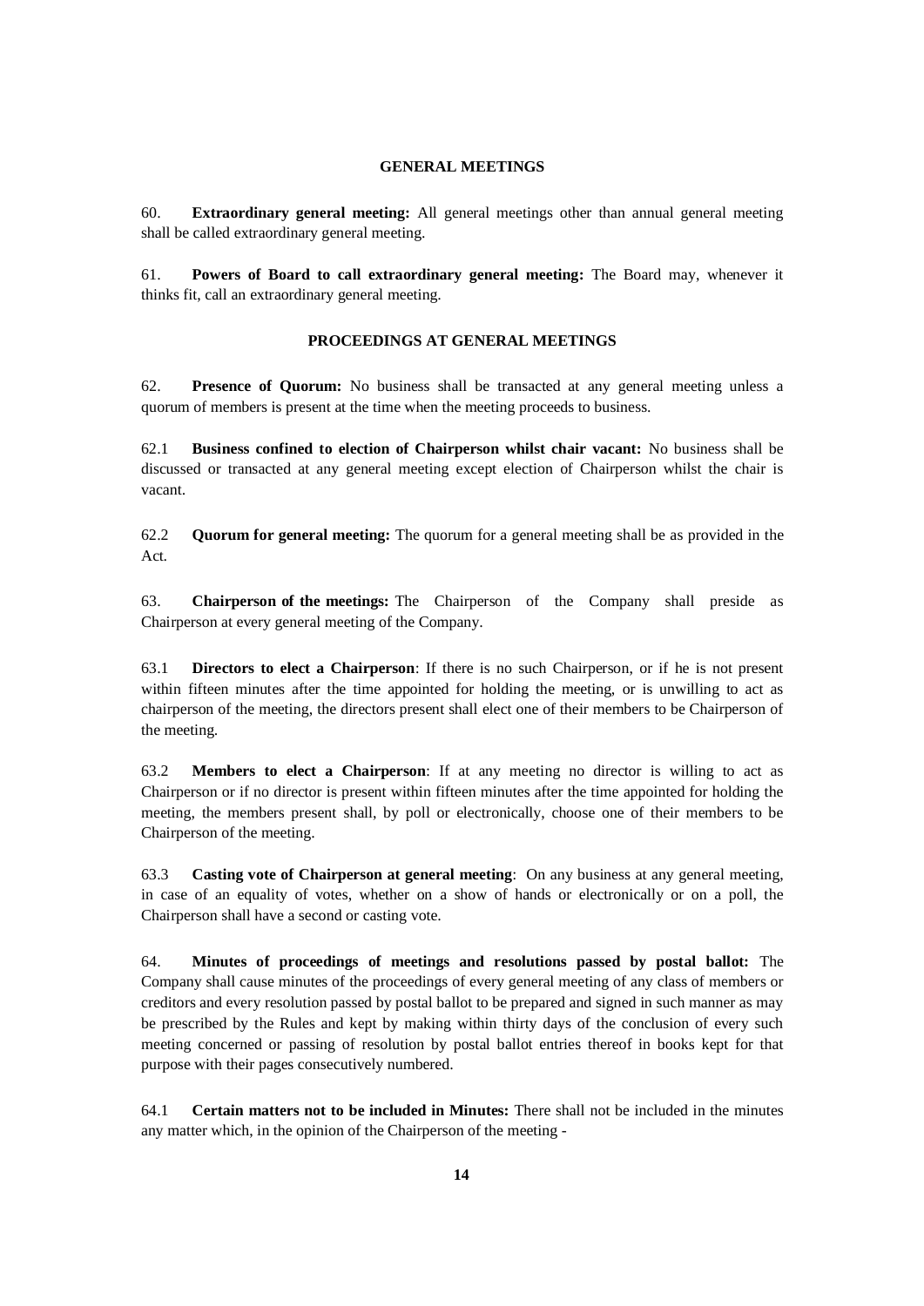## GENERAL MEETINGS

60. **Extraordinary general meeting:** All general meetings other than annual general meeting shall be called extraordinary general meeting.

61. **Powers of Board to call extraordinary general meeting:** The Board may, whenever it thinks fit, call an extraordinary general meeting.

## PROCEEDINGS AT GENERAL MEETINGS

62. **Presence of Quorum:** No business shall be transacted at any general meeting unless a quorum of members is present at the time when the meeting proceeds to business.

62.1 **Business confined to election of Chairperson whilst chair vacant:** No business shall be discussed or transacted at any general meeting except election of Chairperson whilst the chair is vacant.

62.2 **Quorum for general meeting:** The quorum for a general meeting shall be as provided in the Act.

63. **Chairperson of the meetings:** The Chairperson of the Company shall preside as Chairperson at every general meeting of the Company.

63.1 **Directors to elect a Chairperson**: If there is no such Chairperson, or if he is not present within fifteen minutes after the time appointed for holding the meeting, or is unwilling to act as chairperson of the meeting, the directors present shall elect one of their members to be Chairperson of the meeting.

63.2 **Members to elect a Chairperson**: If at any meeting no director is willing to act as Chairperson or if no director is present within fifteen minutes after the time appointed for holding the meeting, the members present shall, by poll or electronically, choose one of their members to be Chairperson of the meeting.

63.3 **Casting vote of Chairperson at general meeting**: On any business at any general meeting, in case of an equality of votes, whether on a show of hands or electronically or on a poll, the Chairperson shall have a second or casting vote.

64. **Minutes of proceedings of meetings and resolutions passed by postal ballot:** The Company shall cause minutes of the proceedings of every general meeting of any class of members or creditors and every resolution passed by postal ballot to be prepared and signed in such manner as may be prescribed by the Rules and kept by making within thirty days of the conclusion of every such meeting concerned or passing of resolution by postal ballot entries thereof in books kept for that purpose with their pages consecutively numbered.

64.1 **Certain matters not to be included in Minutes:** There shall not be included in the minutes any matter which, in the opinion of the Chairperson of the meeting -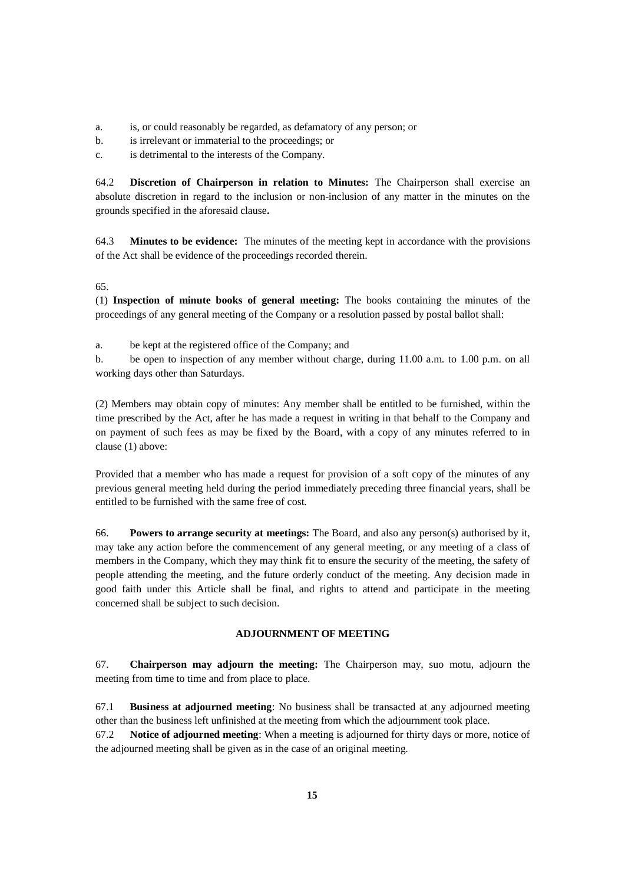a. is, or could reasonably be regarded, as defamatory of any person; or
b. is irrelevant or immaterial to the proceedings; or
c. is detrimental to the interests of the Company.

64.2 **Discretion of Chairperson in relation to Minutes:** The Chairperson shall exercise an absolute discretion in regard to the inclusion or non-inclusion of any matter in the minutes on the grounds specified in the aforesaid clause**.**

64.3 **Minutes to be evidence:** The minutes of the meeting kept in accordance with the provisions of the Act shall be evidence of the proceedings recorded therein.

65.

(1) **Inspection of minute books of general meeting:** The books containing the minutes of the proceedings of any general meeting of the Company or a resolution passed by postal ballot shall:

a. be kept at the registered office of the Company; and
b. be open to inspection of any member without charge, during 11.00 a.m. to 1.00 p.m. on all working days other than Saturdays.

(2) Members may obtain copy of minutes: Any member shall be entitled to be furnished, within the time prescribed by the Act, after he has made a request in writing in that behalf to the Company and on payment of such fees as may be fixed by the Board, with a copy of any minutes referred to in clause (1) above:

Provided that a member who has made a request for provision of a soft copy of the minutes of any previous general meeting held during the period immediately preceding three financial years, shall be entitled to be furnished with the same free of cost.

66. **Powers to arrange security at meetings:** The Board, and also any person(s) authorised by it, may take any action before the commencement of any general meeting, or any meeting of a class of members in the Company, which they may think fit to ensure the security of the meeting, the safety of people attending the meeting, and the future orderly conduct of the meeting. Any decision made in good faith under this Article shall be final, and rights to attend and participate in the meeting concerned shall be subject to such decision.

## ADJOURNMENT OF MEETING

67. **Chairperson may adjourn the meeting:** The Chairperson may, suo motu, adjourn the meeting from time to time and from place to place.

67.1 **Business at adjourned meeting**: No business shall be transacted at any adjourned meeting other than the business left unfinished at the meeting from which the adjournment took place.

67.2 **Notice of adjourned meeting**: When a meeting is adjourned for thirty days or more, notice of the adjourned meeting shall be given as in the case of an original meeting.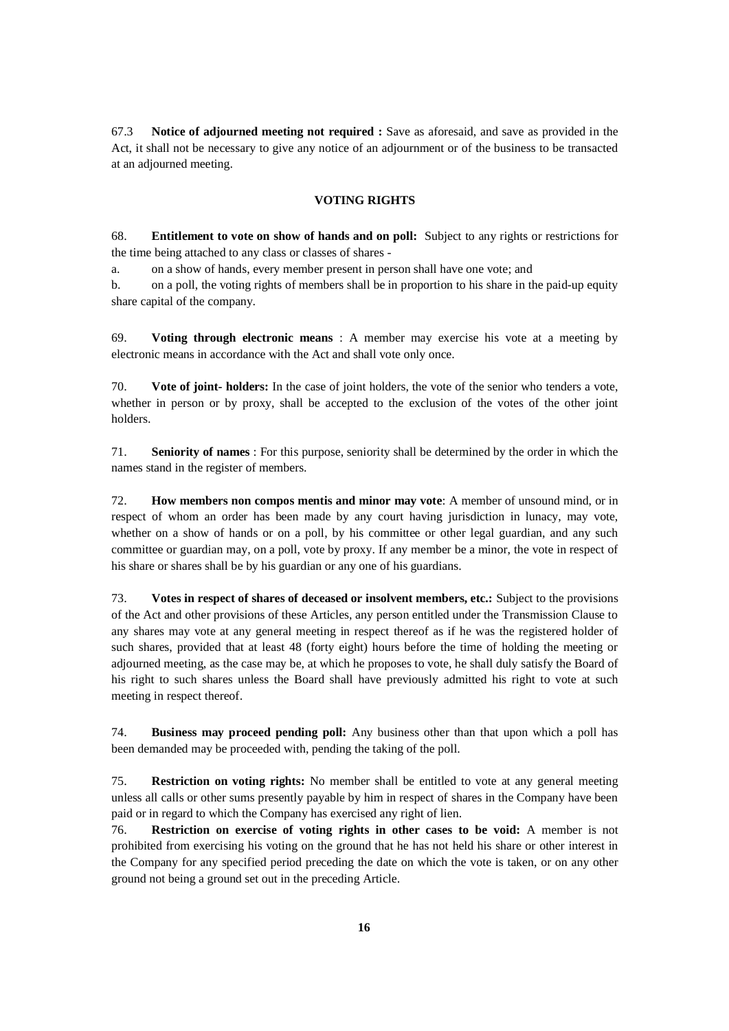67.3 **Notice of adjourned meeting not required :** Save as aforesaid, and save as provided in the Act, it shall not be necessary to give any notice of an adjournment or of the business to be transacted at an adjourned meeting.

**VOTING RIGHTS**

68. **Entitlement to vote on show of hands and on poll:** Subject to any rights or restrictions for the time being attached to any class or classes of shares -

a. on a show of hands, every member present in person shall have one vote; and

b. on a poll, the voting rights of members shall be in proportion to his share in the paid-up equity share capital of the company.

69. **Voting through electronic means** : A member may exercise his vote at a meeting by electronic means in accordance with the Act and shall vote only once.

70. **Vote of joint- holders:** In the case of joint holders, the vote of the senior who tenders a vote, whether in person or by proxy, shall be accepted to the exclusion of the votes of the other joint holders.

71. **Seniority of names** : For this purpose, seniority shall be determined by the order in which the names stand in the register of members.

72. **How members non compos mentis and minor may vote**: A member of unsound mind, or in respect of whom an order has been made by any court having jurisdiction in lunacy, may vote, whether on a show of hands or on a poll, by his committee or other legal guardian, and any such committee or guardian may, on a poll, vote by proxy. If any member be a minor, the vote in respect of his share or shares shall be by his guardian or any one of his guardians.

73. **Votes in respect of shares of deceased or insolvent members, etc.:** Subject to the provisions of the Act and other provisions of these Articles, any person entitled under the Transmission Clause to any shares may vote at any general meeting in respect thereof as if he was the registered holder of such shares, provided that at least 48 (forty eight) hours before the time of holding the meeting or adjourned meeting, as the case may be, at which he proposes to vote, he shall duly satisfy the Board of his right to such shares unless the Board shall have previously admitted his right to vote at such meeting in respect thereof.

74. **Business may proceed pending poll:** Any business other than that upon which a poll has been demanded may be proceeded with, pending the taking of the poll.

75. **Restriction on voting rights:** No member shall be entitled to vote at any general meeting unless all calls or other sums presently payable by him in respect of shares in the Company have been paid or in regard to which the Company has exercised any right of lien.

76. **Restriction on exercise of voting rights in other cases to be void:** A member is not prohibited from exercising his voting on the ground that he has not held his share or other interest in the Company for any specified period preceding the date on which the vote is taken, or on any other ground not being a ground set out in the preceding Article.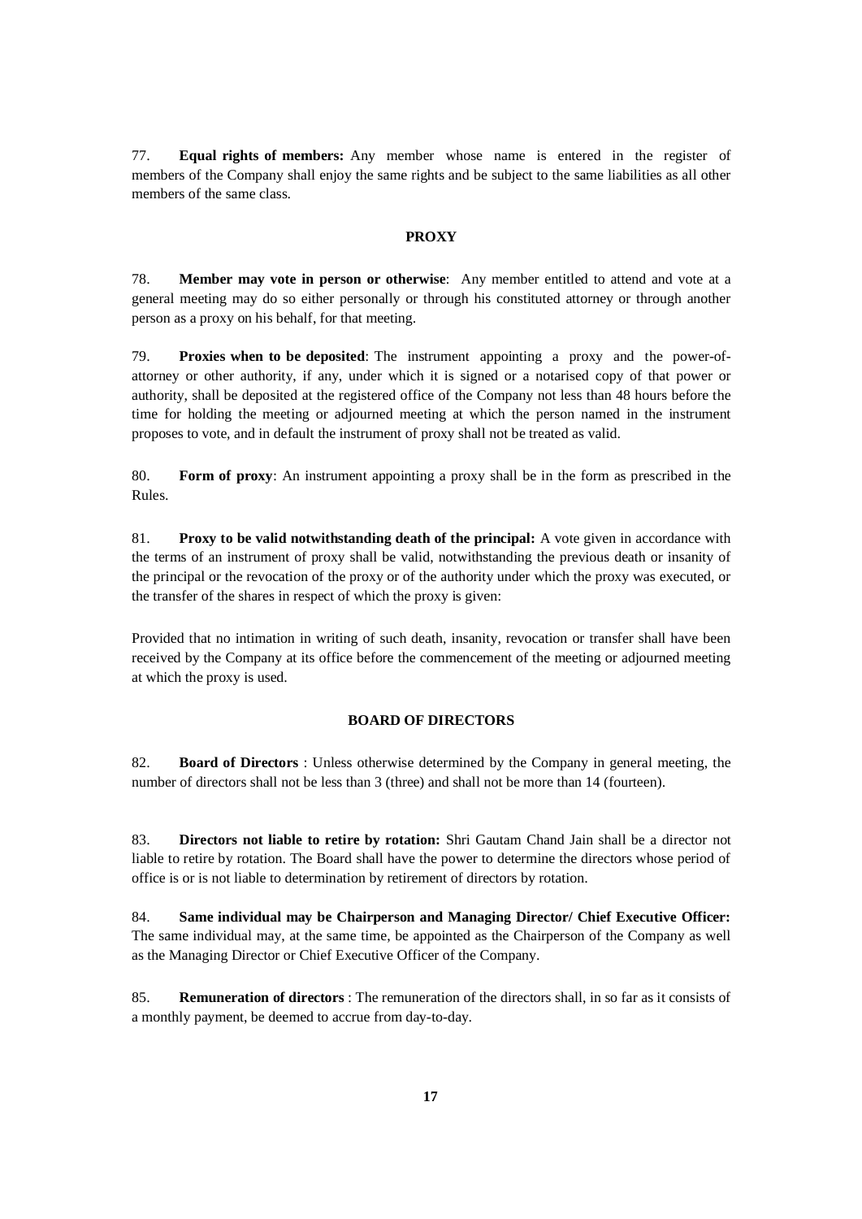77. **Equal rights of members:** Any member whose name is entered in the register of members of the Company shall enjoy the same rights and be subject to the same liabilities as all other members of the same class.

## PROXY

78. **Member may vote in person or otherwise**: Any member entitled to attend and vote at a general meeting may do so either personally or through his constituted attorney or through another person as a proxy on his behalf, for that meeting.

79. **Proxies when to be deposited**: The instrument appointing a proxy and the power-of-attorney or other authority, if any, under which it is signed or a notarised copy of that power or authority, shall be deposited at the registered office of the Company not less than 48 hours before the time for holding the meeting or adjourned meeting at which the person named in the instrument proposes to vote, and in default the instrument of proxy shall not be treated as valid.

80. **Form of proxy**: An instrument appointing a proxy shall be in the form as prescribed in the Rules.

81. **Proxy to be valid notwithstanding death of the principal:** A vote given in accordance with the terms of an instrument of proxy shall be valid, notwithstanding the previous death or insanity of the principal or the revocation of the proxy or of the authority under which the proxy was executed, or the transfer of the shares in respect of which the proxy is given:

Provided that no intimation in writing of such death, insanity, revocation or transfer shall have been received by the Company at its office before the commencement of the meeting or adjourned meeting at which the proxy is used.

## BOARD OF DIRECTORS

82. **Board of Directors** : Unless otherwise determined by the Company in general meeting, the number of directors shall not be less than 3 (three) and shall not be more than 14 (fourteen).

83. **Directors not liable to retire by rotation:** Shri Gautam Chand Jain shall be a director not liable to retire by rotation. The Board shall have the power to determine the directors whose period of office is or is not liable to determination by retirement of directors by rotation.

84. **Same individual may be Chairperson and Managing Director/ Chief Executive Officer:** The same individual may, at the same time, be appointed as the Chairperson of the Company as well as the Managing Director or Chief Executive Officer of the Company.

85. **Remuneration of directors** : The remuneration of the directors shall, in so far as it consists of a monthly payment, be deemed to accrue from day-to-day.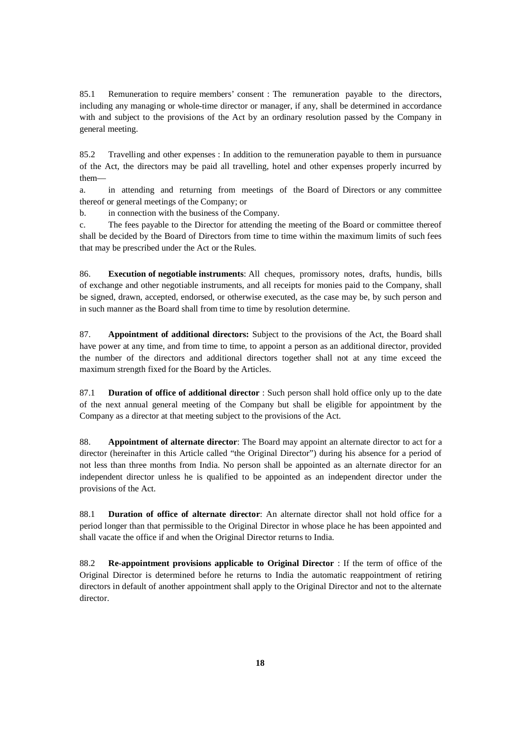85.1 Remuneration to require members' consent : The remuneration payable to the directors, including any managing or whole-time director or manager, if any, shall be determined in accordance with and subject to the provisions of the Act by an ordinary resolution passed by the Company in general meeting.

85.2 Travelling and other expenses : In addition to the remuneration payable to them in pursuance of the Act, the directors may be paid all travelling, hotel and other expenses properly incurred by them—

a. in attending and returning from meetings of the Board of Directors or any committee thereof or general meetings of the Company; or

b. in connection with the business of the Company.

c. The fees payable to the Director for attending the meeting of the Board or committee thereof shall be decided by the Board of Directors from time to time within the maximum limits of such fees that may be prescribed under the Act or the Rules.

86. **Execution of negotiable instruments**: All cheques, promissory notes, drafts, hundis, bills of exchange and other negotiable instruments, and all receipts for monies paid to the Company, shall be signed, drawn, accepted, endorsed, or otherwise executed, as the case may be, by such person and in such manner as the Board shall from time to time by resolution determine.

87. **Appointment of additional directors:** Subject to the provisions of the Act, the Board shall have power at any time, and from time to time, to appoint a person as an additional director, provided the number of the directors and additional directors together shall not at any time exceed the maximum strength fixed for the Board by the Articles.

87.1 **Duration of office of additional director** : Such person shall hold office only up to the date of the next annual general meeting of the Company but shall be eligible for appointment by the Company as a director at that meeting subject to the provisions of the Act.

88. **Appointment of alternate director**: The Board may appoint an alternate director to act for a director (hereinafter in this Article called "the Original Director") during his absence for a period of not less than three months from India. No person shall be appointed as an alternate director for an independent director unless he is qualified to be appointed as an independent director under the provisions of the Act.

88.1 **Duration of office of alternate director**: An alternate director shall not hold office for a period longer than that permissible to the Original Director in whose place he has been appointed and shall vacate the office if and when the Original Director returns to India.

88.2 **Re-appointment provisions applicable to Original Director** : If the term of office of the Original Director is determined before he returns to India the automatic reappointment of retiring directors in default of another appointment shall apply to the Original Director and not to the alternate director.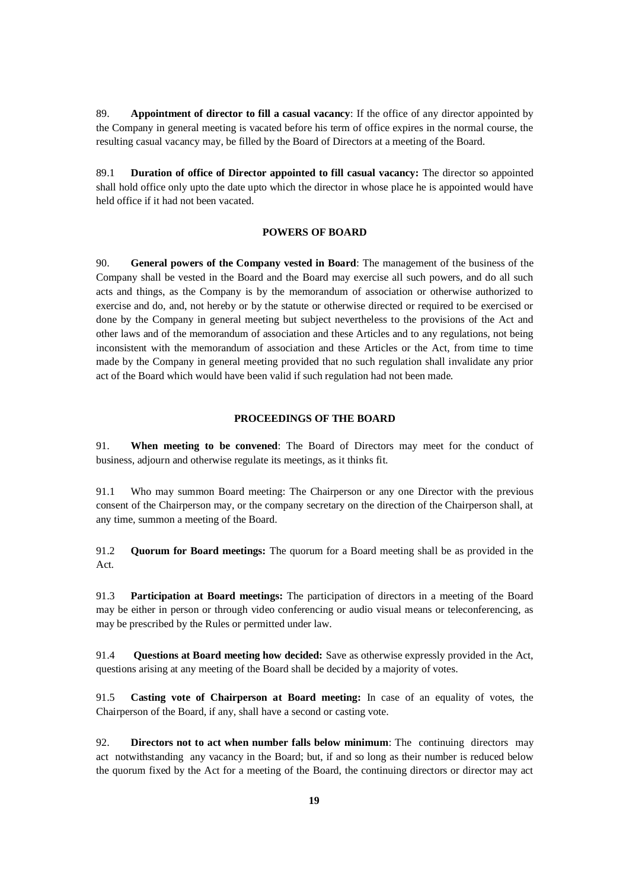89. **Appointment of director to fill a casual vacancy**: If the office of any director appointed by the Company in general meeting is vacated before his term of office expires in the normal course, the resulting casual vacancy may, be filled by the Board of Directors at a meeting of the Board.

89.1 **Duration of office of Director appointed to fill casual vacancy:** The director so appointed shall hold office only upto the date upto which the director in whose place he is appointed would have held office if it had not been vacated.

## POWERS OF BOARD

90. **General powers of the Company vested in Board**: The management of the business of the Company shall be vested in the Board and the Board may exercise all such powers, and do all such acts and things, as the Company is by the memorandum of association or otherwise authorized to exercise and do, and, not hereby or by the statute or otherwise directed or required to be exercised or done by the Company in general meeting but subject nevertheless to the provisions of the Act and other laws and of the memorandum of association and these Articles and to any regulations, not being inconsistent with the memorandum of association and these Articles or the Act, from time to time made by the Company in general meeting provided that no such regulation shall invalidate any prior act of the Board which would have been valid if such regulation had not been made.

## PROCEEDINGS OF THE BOARD

91. **When meeting to be convened**: The Board of Directors may meet for the conduct of business, adjourn and otherwise regulate its meetings, as it thinks fit.

91.1 Who may summon Board meeting: The Chairperson or any one Director with the previous consent of the Chairperson may, or the company secretary on the direction of the Chairperson shall, at any time, summon a meeting of the Board.

91.2 **Quorum for Board meetings:** The quorum for a Board meeting shall be as provided in the Act.

91.3 **Participation at Board meetings:** The participation of directors in a meeting of the Board may be either in person or through video conferencing or audio visual means or teleconferencing, as may be prescribed by the Rules or permitted under law.

91.4 **Questions at Board meeting how decided:** Save as otherwise expressly provided in the Act, questions arising at any meeting of the Board shall be decided by a majority of votes.

91.5 **Casting vote of Chairperson at Board meeting:** In case of an equality of votes, the Chairperson of the Board, if any, shall have a second or casting vote.

92. **Directors not to act when number falls below minimum**: The continuing directors may act notwithstanding any vacancy in the Board; but, if and so long as their number is reduced below the quorum fixed by the Act for a meeting of the Board, the continuing directors or director may act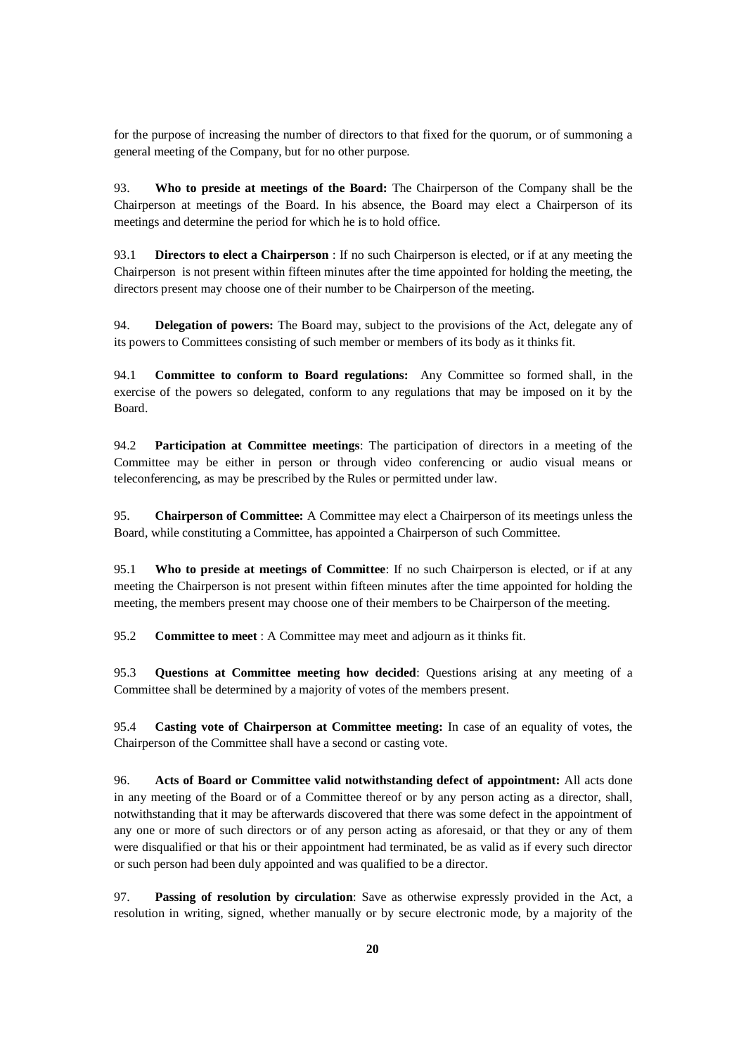for the purpose of increasing the number of directors to that fixed for the quorum, or of summoning a general meeting of the Company, but for no other purpose.

93. **Who to preside at meetings of the Board:** The Chairperson of the Company shall be the Chairperson at meetings of the Board. In his absence, the Board may elect a Chairperson of its meetings and determine the period for which he is to hold office.

93.1 **Directors to elect a Chairperson** : If no such Chairperson is elected, or if at any meeting the Chairperson is not present within fifteen minutes after the time appointed for holding the meeting, the directors present may choose one of their number to be Chairperson of the meeting.

94. **Delegation of powers:** The Board may, subject to the provisions of the Act, delegate any of its powers to Committees consisting of such member or members of its body as it thinks fit.

94.1 **Committee to conform to Board regulations:** Any Committee so formed shall, in the exercise of the powers so delegated, conform to any regulations that may be imposed on it by the Board.

94.2 **Participation at Committee meetings**: The participation of directors in a meeting of the Committee may be either in person or through video conferencing or audio visual means or teleconferencing, as may be prescribed by the Rules or permitted under law.

95. **Chairperson of Committee:** A Committee may elect a Chairperson of its meetings unless the Board, while constituting a Committee, has appointed a Chairperson of such Committee.

95.1 **Who to preside at meetings of Committee**: If no such Chairperson is elected, or if at any meeting the Chairperson is not present within fifteen minutes after the time appointed for holding the meeting, the members present may choose one of their members to be Chairperson of the meeting.

95.2 **Committee to meet** : A Committee may meet and adjourn as it thinks fit.

95.3 **Questions at Committee meeting how decided**: Questions arising at any meeting of a Committee shall be determined by a majority of votes of the members present.

95.4 **Casting vote of Chairperson at Committee meeting:** In case of an equality of votes, the Chairperson of the Committee shall have a second or casting vote.

96. **Acts of Board or Committee valid notwithstanding defect of appointment:** All acts done in any meeting of the Board or of a Committee thereof or by any person acting as a director, shall, notwithstanding that it may be afterwards discovered that there was some defect in the appointment of any one or more of such directors or of any person acting as aforesaid, or that they or any of them were disqualified or that his or their appointment had terminated, be as valid as if every such director or such person had been duly appointed and was qualified to be a director.

97. **Passing of resolution by circulation**: Save as otherwise expressly provided in the Act, a resolution in writing, signed, whether manually or by secure electronic mode, by a majority of the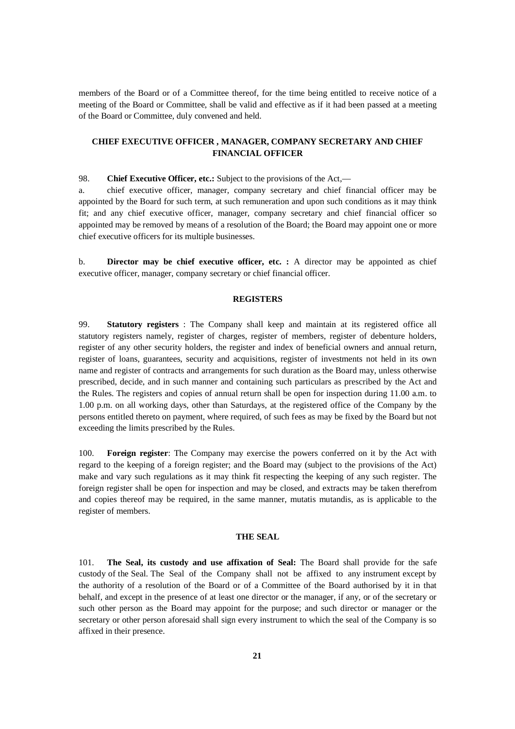members of the Board or of a Committee thereof, for the time being entitled to receive notice of a meeting of the Board or Committee, shall be valid and effective as if it had been passed at a meeting of the Board or Committee, duly convened and held.

## CHIEF EXECUTIVE OFFICER , MANAGER, COMPANY SECRETARY AND CHIEF FINANCIAL OFFICER

98. **Chief Executive Officer, etc.:** Subject to the provisions of the Act,—

a. chief executive officer, manager, company secretary and chief financial officer may be appointed by the Board for such term, at such remuneration and upon such conditions as it may think fit; and any chief executive officer, manager, company secretary and chief financial officer so appointed may be removed by means of a resolution of the Board; the Board may appoint one or more chief executive officers for its multiple businesses.

b. **Director may be chief executive officer, etc. :** A director may be appointed as chief executive officer, manager, company secretary or chief financial officer.

## REGISTERS

99. **Statutory registers** : The Company shall keep and maintain at its registered office all statutory registers namely, register of charges, register of members, register of debenture holders, register of any other security holders, the register and index of beneficial owners and annual return, register of loans, guarantees, security and acquisitions, register of investments not held in its own name and register of contracts and arrangements for such duration as the Board may, unless otherwise prescribed, decide, and in such manner and containing such particulars as prescribed by the Act and the Rules. The registers and copies of annual return shall be open for inspection during 11.00 a.m. to 1.00 p.m. on all working days, other than Saturdays, at the registered office of the Company by the persons entitled thereto on payment, where required, of such fees as may be fixed by the Board but not exceeding the limits prescribed by the Rules.

100. **Foreign register**: The Company may exercise the powers conferred on it by the Act with regard to the keeping of a foreign register; and the Board may (subject to the provisions of the Act) make and vary such regulations as it may think fit respecting the keeping of any such register. The foreign register shall be open for inspection and may be closed, and extracts may be taken therefrom and copies thereof may be required, in the same manner, mutatis mutandis, as is applicable to the register of members.

## THE SEAL

101. **The Seal, its custody and use affixation of Seal:** The Board shall provide for the safe custody of the Seal. The Seal of the Company shall not be affixed to any instrument except by the authority of a resolution of the Board or of a Committee of the Board authorised by it in that behalf, and except in the presence of at least one director or the manager, if any, or of the secretary or such other person as the Board may appoint for the purpose; and such director or manager or the secretary or other person aforesaid shall sign every instrument to which the seal of the Company is so affixed in their presence.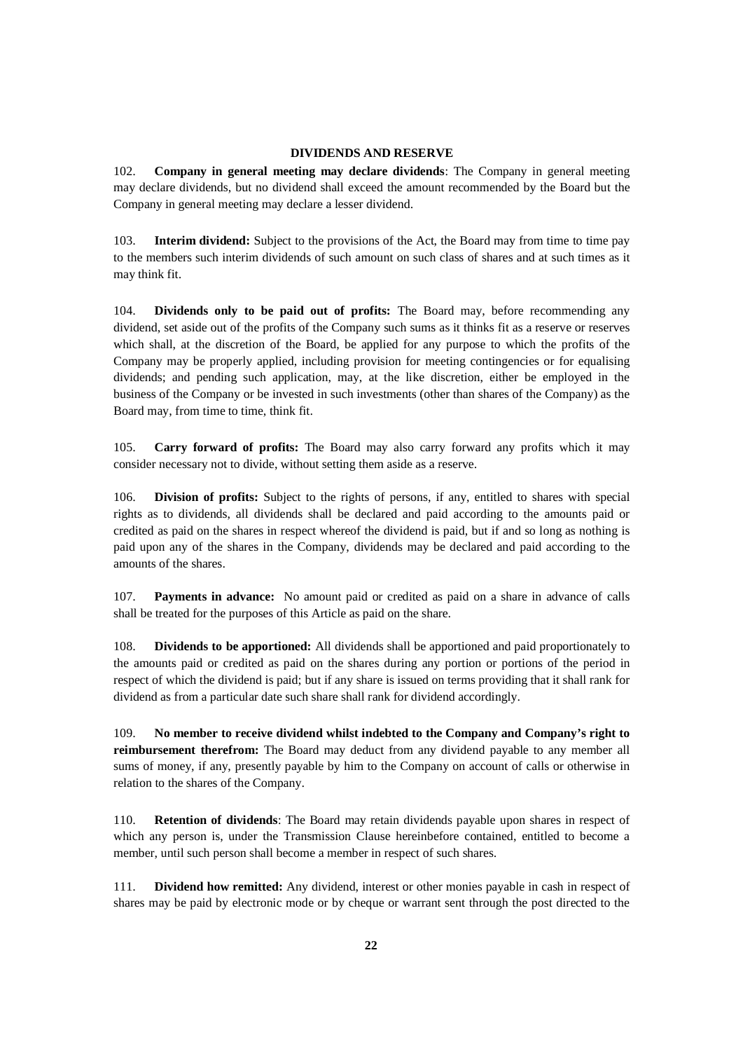**DIVIDENDS AND RESERVE**

102. **Company in general meeting may declare dividends**: The Company in general meeting may declare dividends, but no dividend shall exceed the amount recommended by the Board but the Company in general meeting may declare a lesser dividend.

103. **Interim dividend:** Subject to the provisions of the Act, the Board may from time to time pay to the members such interim dividends of such amount on such class of shares and at such times as it may think fit.

104. **Dividends only to be paid out of profits:** The Board may, before recommending any dividend, set aside out of the profits of the Company such sums as it thinks fit as a reserve or reserves which shall, at the discretion of the Board, be applied for any purpose to which the profits of the Company may be properly applied, including provision for meeting contingencies or for equalising dividends; and pending such application, may, at the like discretion, either be employed in the business of the Company or be invested in such investments (other than shares of the Company) as the Board may, from time to time, think fit.

105. **Carry forward of profits:** The Board may also carry forward any profits which it may consider necessary not to divide, without setting them aside as a reserve.

106. **Division of profits:** Subject to the rights of persons, if any, entitled to shares with special rights as to dividends, all dividends shall be declared and paid according to the amounts paid or credited as paid on the shares in respect whereof the dividend is paid, but if and so long as nothing is paid upon any of the shares in the Company, dividends may be declared and paid according to the amounts of the shares.

107. **Payments in advance:** No amount paid or credited as paid on a share in advance of calls shall be treated for the purposes of this Article as paid on the share.

108. **Dividends to be apportioned:** All dividends shall be apportioned and paid proportionately to the amounts paid or credited as paid on the shares during any portion or portions of the period in respect of which the dividend is paid; but if any share is issued on terms providing that it shall rank for dividend as from a particular date such share shall rank for dividend accordingly.

109. **No member to receive dividend whilst indebted to the Company and Company's right to reimbursement therefrom:** The Board may deduct from any dividend payable to any member all sums of money, if any, presently payable by him to the Company on account of calls or otherwise in relation to the shares of the Company.

110. **Retention of dividends**: The Board may retain dividends payable upon shares in respect of which any person is, under the Transmission Clause hereinbefore contained, entitled to become a member, until such person shall become a member in respect of such shares.

111. **Dividend how remitted:** Any dividend, interest or other monies payable in cash in respect of shares may be paid by electronic mode or by cheque or warrant sent through the post directed to the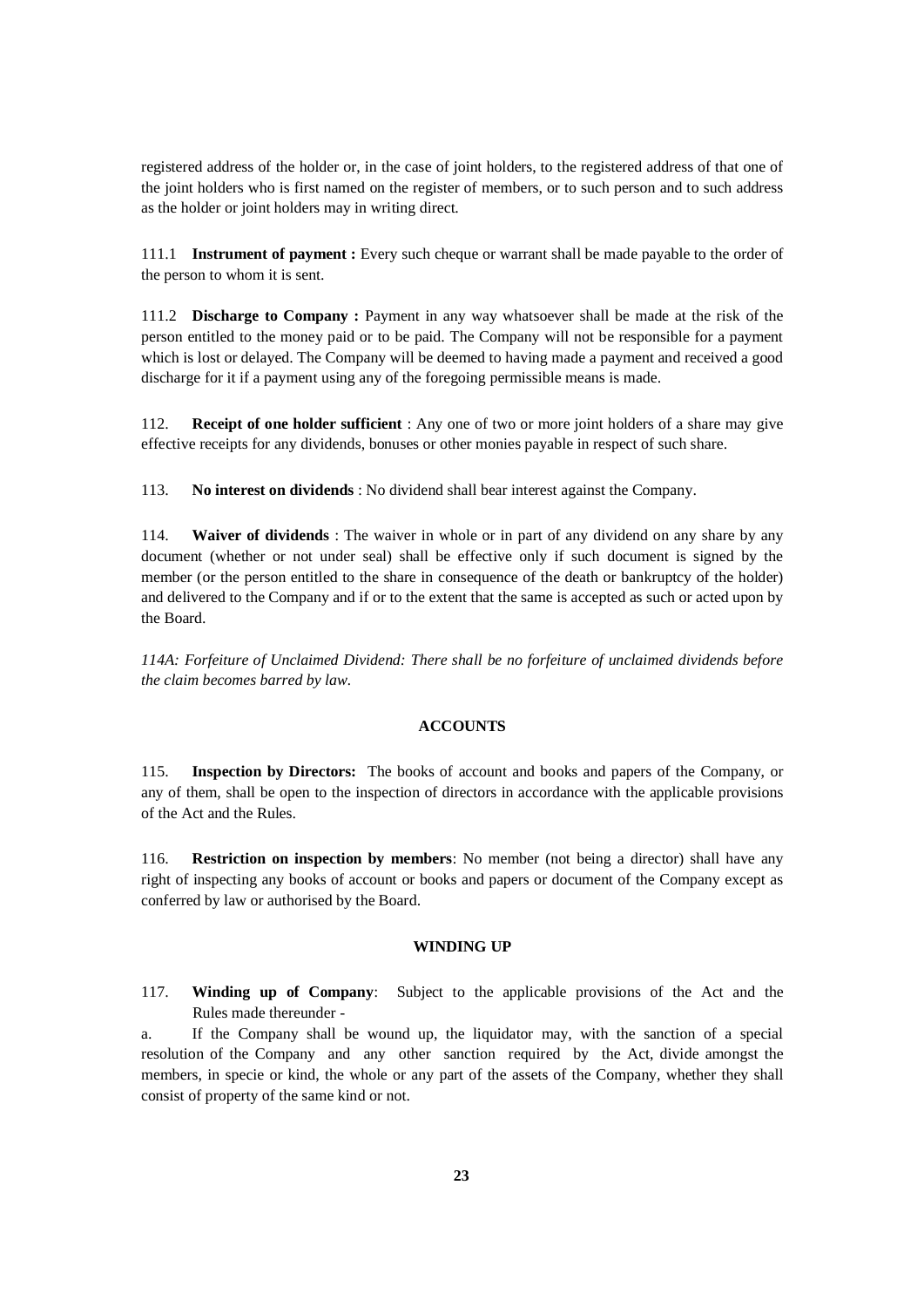registered address of the holder or, in the case of joint holders, to the registered address of that one of the joint holders who is first named on the register of members, or to such person and to such address as the holder or joint holders may in writing direct.

111.1 **Instrument of payment :** Every such cheque or warrant shall be made payable to the order of the person to whom it is sent.

111.2 **Discharge to Company :** Payment in any way whatsoever shall be made at the risk of the person entitled to the money paid or to be paid. The Company will not be responsible for a payment which is lost or delayed. The Company will be deemed to having made a payment and received a good discharge for it if a payment using any of the foregoing permissible means is made.

112. **Receipt of one holder sufficient** : Any one of two or more joint holders of a share may give effective receipts for any dividends, bonuses or other monies payable in respect of such share.

113. **No interest on dividends** : No dividend shall bear interest against the Company.

114. **Waiver of dividends** : The waiver in whole or in part of any dividend on any share by any document (whether or not under seal) shall be effective only if such document is signed by the member (or the person entitled to the share in consequence of the death or bankruptcy of the holder) and delivered to the Company and if or to the extent that the same is accepted as such or acted upon by the Board.

*114A: Forfeiture of Unclaimed Dividend: There shall be no forfeiture of unclaimed dividends before the claim becomes barred by law.*

## ACCOUNTS

115. **Inspection by Directors:** The books of account and books and papers of the Company, or any of them, shall be open to the inspection of directors in accordance with the applicable provisions of the Act and the Rules.

116. **Restriction on inspection by members**: No member (not being a director) shall have any right of inspecting any books of account or books and papers or document of the Company except as conferred by law or authorised by the Board.

## WINDING UP

117. **Winding up of Company**: Subject to the applicable provisions of the Act and the Rules made thereunder -

a. If the Company shall be wound up, the liquidator may, with the sanction of a special resolution of the Company and any other sanction required by the Act, divide amongst the members, in specie or kind, the whole or any part of the assets of the Company, whether they shall consist of property of the same kind or not.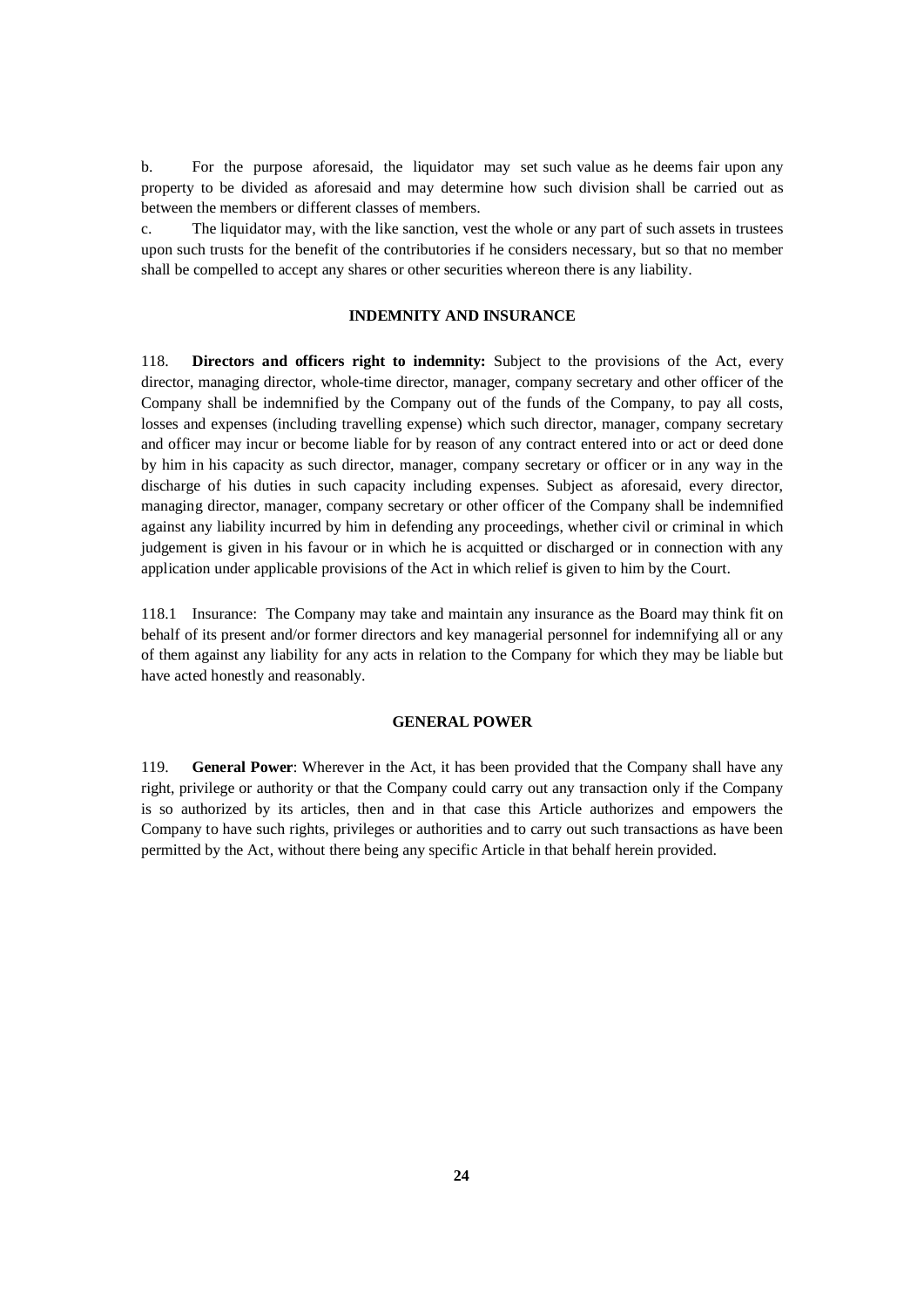b. For the purpose aforesaid, the liquidator may set such value as he deems fair upon any property to be divided as aforesaid and may determine how such division shall be carried out as between the members or different classes of members.

c. The liquidator may, with the like sanction, vest the whole or any part of such assets in trustees upon such trusts for the benefit of the contributories if he considers necessary, but so that no member shall be compelled to accept any shares or other securities whereon there is any liability.

## INDEMNITY AND INSURANCE

118. **Directors and officers right to indemnity:** Subject to the provisions of the Act, every director, managing director, whole-time director, manager, company secretary and other officer of the Company shall be indemnified by the Company out of the funds of the Company, to pay all costs, losses and expenses (including travelling expense) which such director, manager, company secretary and officer may incur or become liable for by reason of any contract entered into or act or deed done by him in his capacity as such director, manager, company secretary or officer or in any way in the discharge of his duties in such capacity including expenses. Subject as aforesaid, every director, managing director, manager, company secretary or other officer of the Company shall be indemnified against any liability incurred by him in defending any proceedings, whether civil or criminal in which judgement is given in his favour or in which he is acquitted or discharged or in connection with any application under applicable provisions of the Act in which relief is given to him by the Court.

118.1 Insurance: The Company may take and maintain any insurance as the Board may think fit on behalf of its present and/or former directors and key managerial personnel for indemnifying all or any of them against any liability for any acts in relation to the Company for which they may be liable but have acted honestly and reasonably.

## GENERAL POWER

119. **General Power**: Wherever in the Act, it has been provided that the Company shall have any right, privilege or authority or that the Company could carry out any transaction only if the Company is so authorized by its articles, then and in that case this Article authorizes and empowers the Company to have such rights, privileges or authorities and to carry out such transactions as have been permitted by the Act, without there being any specific Article in that behalf herein provided.